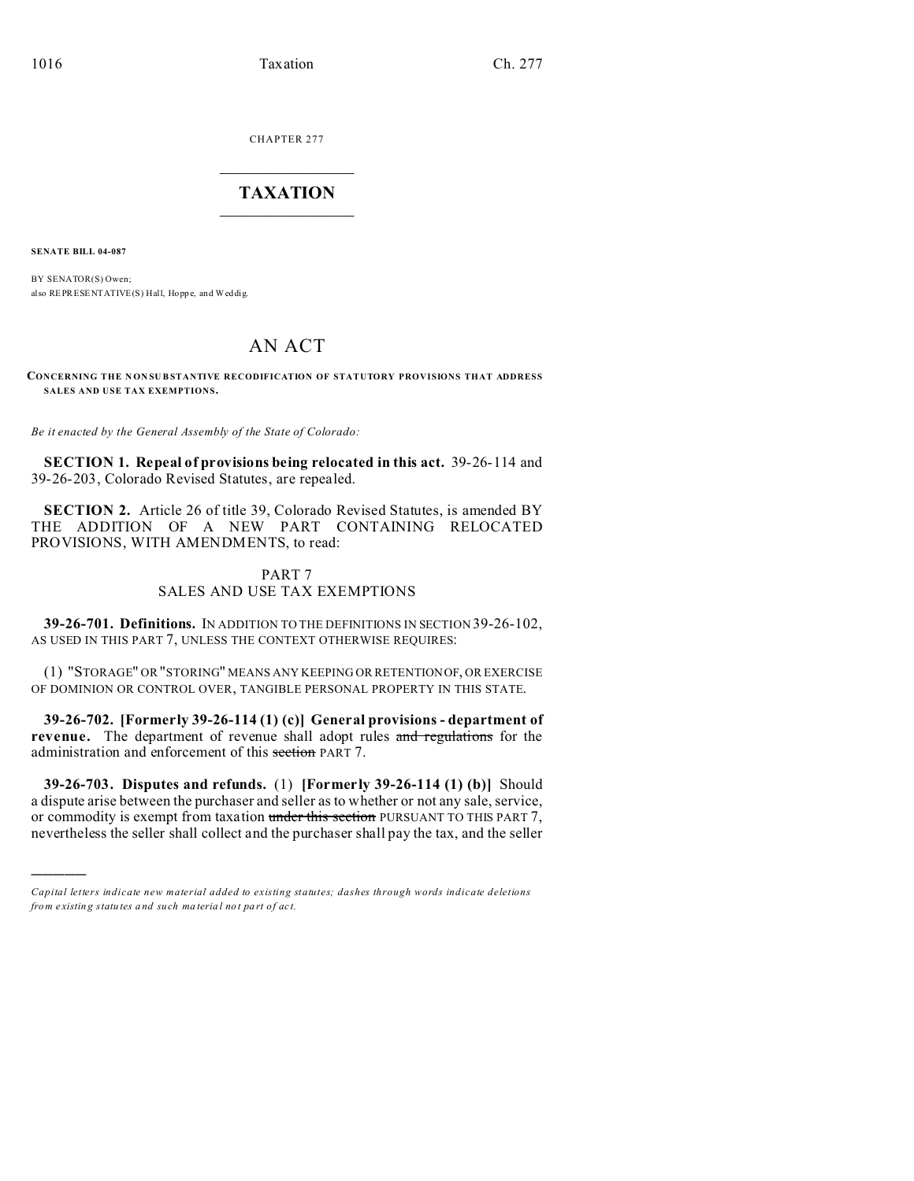CHAPTER 277

# TAXATION

**SENATE BILL 04-087**

BY SENATOR(S) Owen;
also REPRESENTATIVE(S) Hall, Hoppe, and Weddig.

# AN ACT

**CONCERNING THE NONSUBSTANTIVE RECODIFICATION OF STATUTORY PROVISIONS THAT ADDRESS SALES AND USE TAX EXEMPTIONS.**

*Be it enacted by the General Assembly of the State of Colorado:*

**SECTION 1. Repeal of provisions being relocated in this act.** 39-26-114 and 39-26-203, Colorado Revised Statutes, are repealed.

**SECTION 2.** Article 26 of title 39, Colorado Revised Statutes, is amended BY THE ADDITION OF A NEW PART CONTAINING RELOCATED PROVISIONS, WITH AMENDMENTS, to read:

PART 7
SALES AND USE TAX EXEMPTIONS

**39-26-701. Definitions.** IN ADDITION TO THE DEFINITIONS IN SECTION 39-26-102, AS USED IN THIS PART 7, UNLESS THE CONTEXT OTHERWISE REQUIRES:

(1) "STORAGE" OR "STORING" MEANS ANY KEEPING OR RETENTION OF, OR EXERCISE OF DOMINION OR CONTROL OVER, TANGIBLE PERSONAL PROPERTY IN THIS STATE.

**39-26-702. [Formerly 39-26-114 (1) (c)] General provisions - department of revenue.** The department of revenue shall adopt rules ~~and regulations~~ for the administration and enforcement of this ~~section~~ PART 7.

**39-26-703. Disputes and refunds.** (1) **[Formerly 39-26-114 (1) (b)]** Should a dispute arise between the purchaser and seller as to whether or not any sale, service, or commodity is exempt from taxation ~~under this section~~ PURSUANT TO THIS PART 7, nevertheless the seller shall collect and the purchaser shall pay the tax, and the seller

---

*Capital letters indicate new material added to existing statutes; dashes through words indicate deletions from existing statutes and such material not part of act.*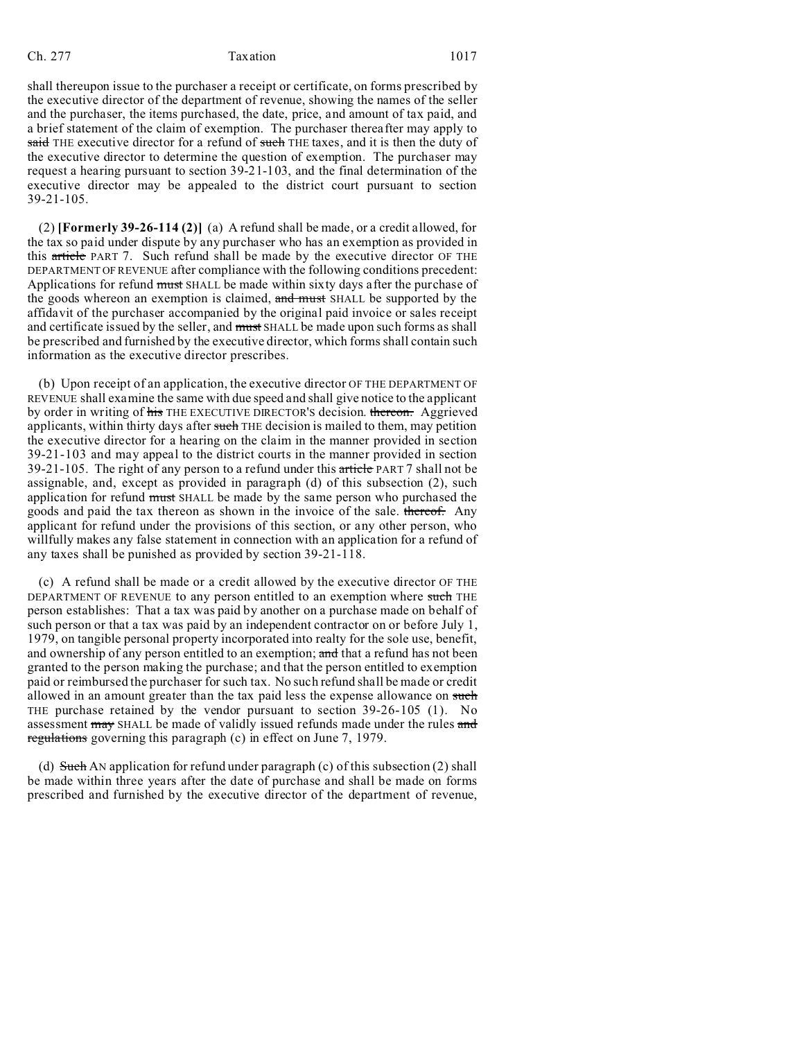shall thereupon issue to the purchaser a receipt or certificate, on forms prescribed by the executive director of the department of revenue, showing the names of the seller and the purchaser, the items purchased, the date, price, and amount of tax paid, and a brief statement of the claim of exemption. The purchaser thereafter may apply to ~~said~~ THE executive director for a refund of ~~such~~ THE taxes, and it is then the duty of the executive director to determine the question of exemption. The purchaser may request a hearing pursuant to section 39-21-103, and the final determination of the executive director may be appealed to the district court pursuant to section 39-21-105.

(2) **[Formerly 39-26-114 (2)]** (a) A refund shall be made, or a credit allowed, for the tax so paid under dispute by any purchaser who has an exemption as provided in this ~~article~~ PART 7. Such refund shall be made by the executive director OF THE DEPARTMENT OF REVENUE after compliance with the following conditions precedent: Applications for refund ~~must~~ SHALL be made within sixty days after the purchase of the goods whereon an exemption is claimed, ~~and must~~ SHALL be supported by the affidavit of the purchaser accompanied by the original paid invoice or sales receipt and certificate issued by the seller, and ~~must~~ SHALL be made upon such forms as shall be prescribed and furnished by the executive director, which forms shall contain such information as the executive director prescribes.

(b) Upon receipt of an application, the executive director OF THE DEPARTMENT OF REVENUE shall examine the same with due speed and shall give notice to the applicant by order in writing of ~~his~~ THE EXECUTIVE DIRECTOR'S decision. ~~thereon.~~ Aggrieved applicants, within thirty days after ~~such~~ THE decision is mailed to them, may petition the executive director for a hearing on the claim in the manner provided in section 39-21-103 and may appeal to the district courts in the manner provided in section 39-21-105. The right of any person to a refund under this ~~article~~ PART 7 shall not be assignable, and, except as provided in paragraph (d) of this subsection (2), such application for refund ~~must~~ SHALL be made by the same person who purchased the goods and paid the tax thereon as shown in the invoice of the sale. ~~thereof.~~ Any applicant for refund under the provisions of this section, or any other person, who willfully makes any false statement in connection with an application for a refund of any taxes shall be punished as provided by section 39-21-118.

(c) A refund shall be made or a credit allowed by the executive director OF THE DEPARTMENT OF REVENUE to any person entitled to an exemption where ~~such~~ THE person establishes: That a tax was paid by another on a purchase made on behalf of such person or that a tax was paid by an independent contractor on or before July 1, 1979, on tangible personal property incorporated into realty for the sole use, benefit, and ownership of any person entitled to an exemption; ~~and~~ that a refund has not been granted to the person making the purchase; and that the person entitled to exemption paid or reimbursed the purchaser for such tax. No such refund shall be made or credit allowed in an amount greater than the tax paid less the expense allowance on ~~such~~ THE purchase retained by the vendor pursuant to section 39-26-105 (1). No assessment ~~may~~ SHALL be made of validly issued refunds made under the rules ~~and regulations~~ governing this paragraph (c) in effect on June 7, 1979.

(d) ~~Such~~ AN application for refund under paragraph (c) of this subsection (2) shall be made within three years after the date of purchase and shall be made on forms prescribed and furnished by the executive director of the department of revenue,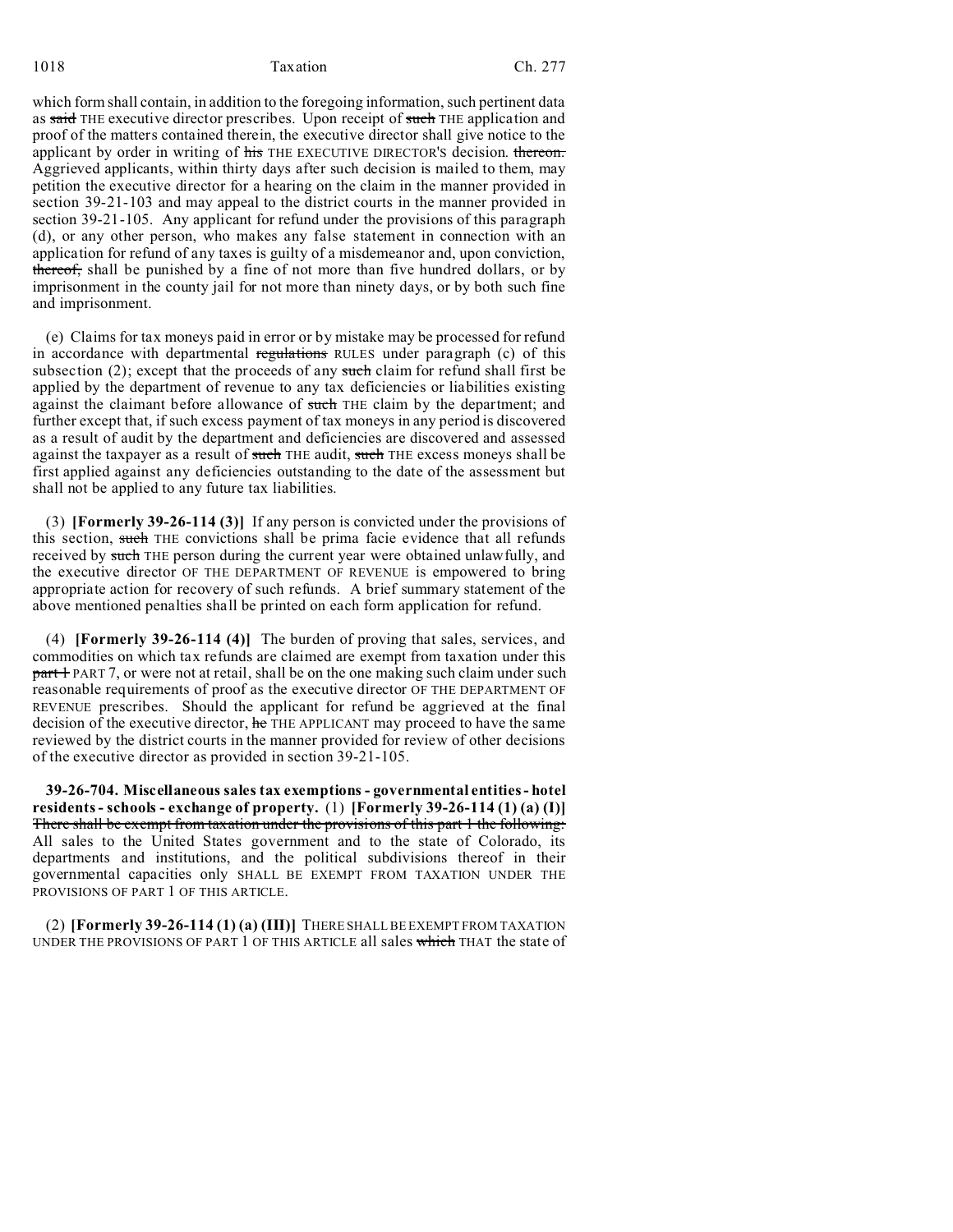which form shall contain, in addition to the foregoing information, such pertinent data as ~~said~~ THE executive director prescribes. Upon receipt of ~~such~~ THE application and proof of the matters contained therein, the executive director shall give notice to the applicant by order in writing of ~~his~~ THE EXECUTIVE DIRECTOR'S decision. ~~thereon.~~ Aggrieved applicants, within thirty days after such decision is mailed to them, may petition the executive director for a hearing on the claim in the manner provided in section 39-21-103 and may appeal to the district courts in the manner provided in section 39-21-105. Any applicant for refund under the provisions of this paragraph (d), or any other person, who makes any false statement in connection with an application for refund of any taxes is guilty of a misdemeanor and, upon conviction, ~~thereof,~~ shall be punished by a fine of not more than five hundred dollars, or by imprisonment in the county jail for not more than ninety days, or by both such fine and imprisonment.

(e) Claims for tax moneys paid in error or by mistake may be processed for refund in accordance with departmental ~~regulations~~ RULES under paragraph (c) of this subsection (2); except that the proceeds of any ~~such~~ claim for refund shall first be applied by the department of revenue to any tax deficiencies or liabilities existing against the claimant before allowance of ~~such~~ THE claim by the department; and further except that, if such excess payment of tax moneys in any period is discovered as a result of audit by the department and deficiencies are discovered and assessed against the taxpayer as a result of ~~such~~ THE audit, ~~such~~ THE excess moneys shall be first applied against any deficiencies outstanding to the date of the assessment but shall not be applied to any future tax liabilities.

(3) **[Formerly 39-26-114 (3)]** If any person is convicted under the provisions of this section, ~~such~~ THE convictions shall be prima facie evidence that all refunds received by ~~such~~ THE person during the current year were obtained unlawfully, and the executive director OF THE DEPARTMENT OF REVENUE is empowered to bring appropriate action for recovery of such refunds. A brief summary statement of the above mentioned penalties shall be printed on each form application for refund.

(4) **[Formerly 39-26-114 (4)]** The burden of proving that sales, services, and commodities on which tax refunds are claimed are exempt from taxation under this ~~part 1~~ PART 7, or were not at retail, shall be on the one making such claim under such reasonable requirements of proof as the executive director OF THE DEPARTMENT OF REVENUE prescribes. Should the applicant for refund be aggrieved at the final decision of the executive director, ~~he~~ THE APPLICANT may proceed to have the same reviewed by the district courts in the manner provided for review of other decisions of the executive director as provided in section 39-21-105.

**39-26-704. Miscellaneous sales tax exemptions - governmental entities - hotel residents - schools - exchange of property.** (1) **[Formerly 39-26-114 (1) (a) (I)]** ~~There shall be exempt from taxation under the provisions of this part 1 the following:~~ All sales to the United States government and to the state of Colorado, its departments and institutions, and the political subdivisions thereof in their governmental capacities only SHALL BE EXEMPT FROM TAXATION UNDER THE PROVISIONS OF PART 1 OF THIS ARTICLE.

(2) **[Formerly 39-26-114 (1) (a) (III)]** THERE SHALL BE EXEMPT FROM TAXATION UNDER THE PROVISIONS OF PART 1 OF THIS ARTICLE all sales ~~which~~ THAT the state of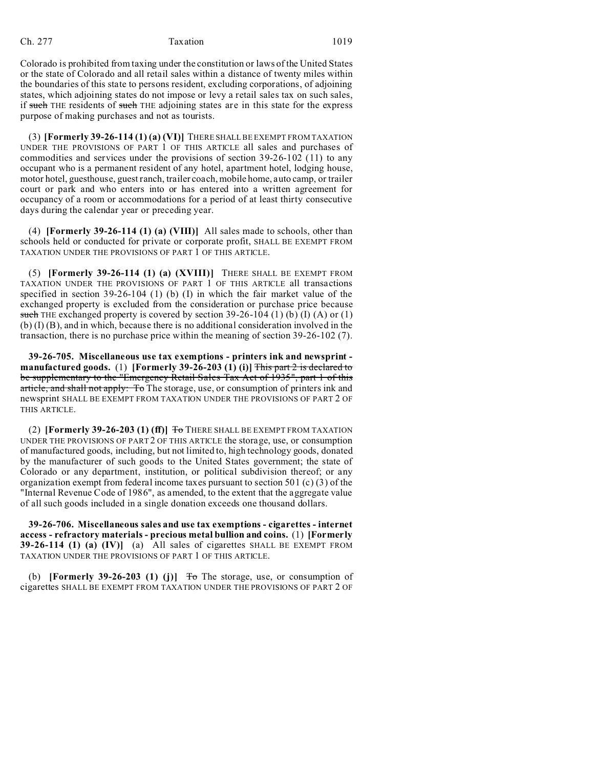Colorado is prohibited from taxing under the constitution or laws of the United States or the state of Colorado and all retail sales within a distance of twenty miles within the boundaries of this state to persons resident, excluding corporations, of adjoining states, which adjoining states do not impose or levy a retail sales tax on such sales, if ~~such~~ THE residents of ~~such~~ THE adjoining states are in this state for the express purpose of making purchases and not as tourists.

(3) **[Formerly 39-26-114 (1) (a) (VI)]** THERE SHALL BE EXEMPT FROM TAXATION UNDER THE PROVISIONS OF PART 1 OF THIS ARTICLE all sales and purchases of commodities and services under the provisions of section 39-26-102 (11) to any occupant who is a permanent resident of any hotel, apartment hotel, lodging house, motor hotel, guesthouse, guest ranch, trailer coach, mobile home, auto camp, or trailer court or park and who enters into or has entered into a written agreement for occupancy of a room or accommodations for a period of at least thirty consecutive days during the calendar year or preceding year.

(4) **[Formerly 39-26-114 (1) (a) (VIII)]** All sales made to schools, other than schools held or conducted for private or corporate profit, SHALL BE EXEMPT FROM TAXATION UNDER THE PROVISIONS OF PART 1 OF THIS ARTICLE.

(5) **[Formerly 39-26-114 (1) (a) (XVIII)]** THERE SHALL BE EXEMPT FROM TAXATION UNDER THE PROVISIONS OF PART 1 OF THIS ARTICLE all transactions specified in section 39-26-104 (1) (b) (I) in which the fair market value of the exchanged property is excluded from the consideration or purchase price because ~~such~~ THE exchanged property is covered by section 39-26-104 (1) (b) (I) (A) or (1) (b) (I) (B), and in which, because there is no additional consideration involved in the transaction, there is no purchase price within the meaning of section 39-26-102 (7).

**39-26-705. Miscellaneous use tax exemptions - printers ink and newsprint - manufactured goods.** (1) **[Formerly 39-26-203 (1) (i)]** ~~This part 2 is declared to be supplementary to the "Emergency Retail Sales Tax Act of 1935", part 1 of this article, and shall not apply: To~~ The storage, use, or consumption of printers ink and newsprint SHALL BE EXEMPT FROM TAXATION UNDER THE PROVISIONS OF PART 2 OF THIS ARTICLE.

(2) **[Formerly 39-26-203 (1) (ff)]** ~~To~~ THERE SHALL BE EXEMPT FROM TAXATION UNDER THE PROVISIONS OF PART 2 OF THIS ARTICLE the storage, use, or consumption of manufactured goods, including, but not limited to, high technology goods, donated by the manufacturer of such goods to the United States government; the state of Colorado or any department, institution, or political subdivision thereof; or any organization exempt from federal income taxes pursuant to section 501 (c) (3) of the "Internal Revenue Code of 1986", as amended, to the extent that the aggregate value of all such goods included in a single donation exceeds one thousand dollars.

**39-26-706. Miscellaneous sales and use tax exemptions - cigarettes - internet access - refractory materials - precious metal bullion and coins.** (1) **[Formerly 39-26-114 (1) (a) (IV)]** (a) All sales of cigarettes SHALL BE EXEMPT FROM TAXATION UNDER THE PROVISIONS OF PART 1 OF THIS ARTICLE.

(b) **[Formerly 39-26-203 (1) (j)]** ~~To~~ The storage, use, or consumption of cigarettes SHALL BE EXEMPT FROM TAXATION UNDER THE PROVISIONS OF PART 2 OF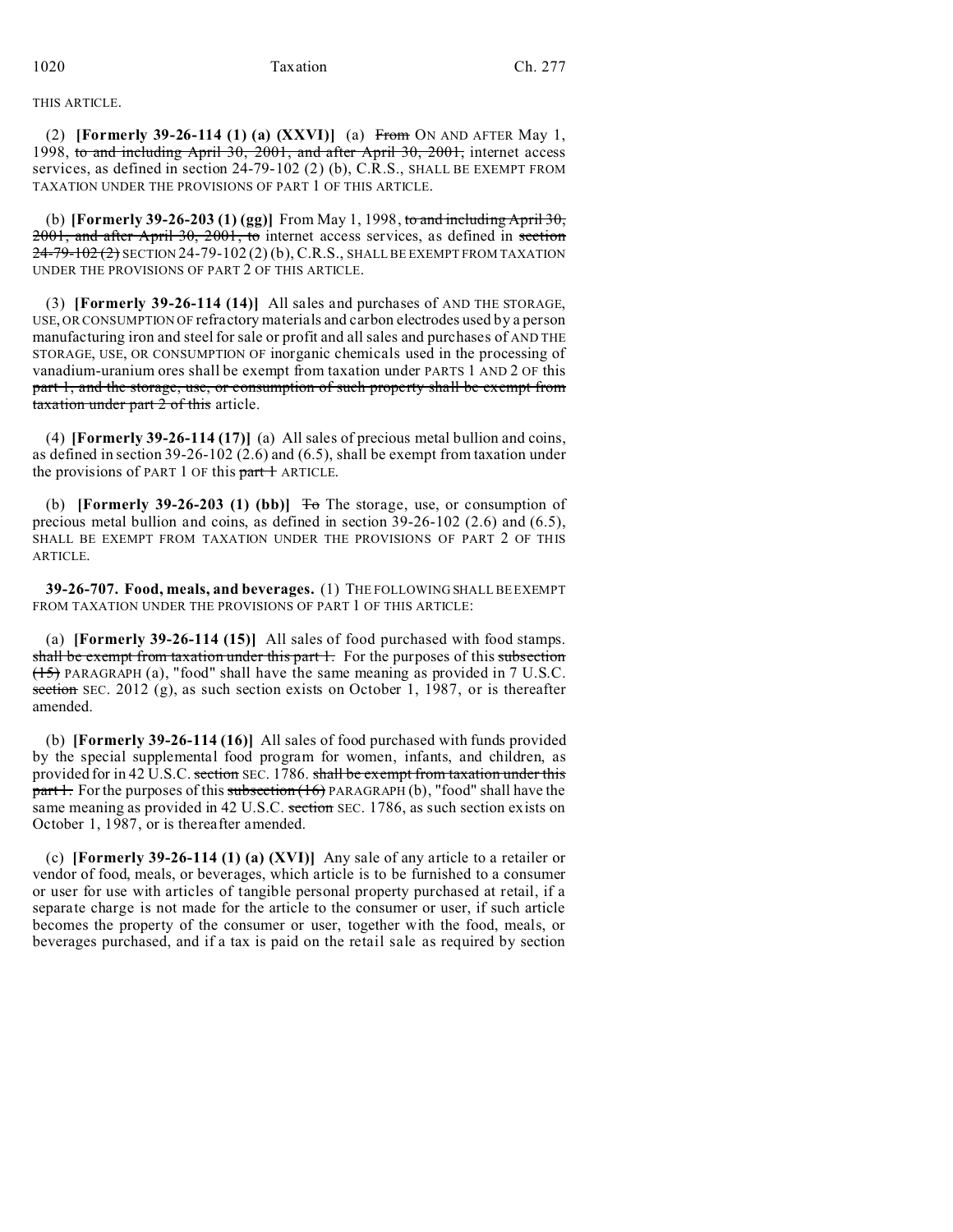THIS ARTICLE.

(2) **[Formerly 39-26-114 (1) (a) (XXVI)]** (a) ~~From~~ ON AND AFTER May 1, 1998, ~~to and including April 30, 2001, and after April 30, 2001,~~ internet access services, as defined in section 24-79-102 (2) (b), C.R.S., SHALL BE EXEMPT FROM TAXATION UNDER THE PROVISIONS OF PART 1 OF THIS ARTICLE.

(b) **[Formerly 39-26-203 (1) (gg)]** From May 1, 1998, ~~to and including April 30, 2001, and after April 30, 2001, to~~ internet access services, as defined in ~~section 24-79-102 (2)~~ SECTION 24-79-102 (2) (b), C.R.S., SHALL BE EXEMPT FROM TAXATION UNDER THE PROVISIONS OF PART 2 OF THIS ARTICLE.

(3) **[Formerly 39-26-114 (14)]** All sales and purchases of AND THE STORAGE, USE, OR CONSUMPTION OF refractory materials and carbon electrodes used by a person manufacturing iron and steel for sale or profit and all sales and purchases of AND THE STORAGE, USE, OR CONSUMPTION OF inorganic chemicals used in the processing of vanadium-uranium ores shall be exempt from taxation under PARTS 1 AND 2 OF this ~~part 1, and the storage, use, or consumption of such property shall be exempt from taxation under part 2 of this~~ article.

(4) **[Formerly 39-26-114 (17)]** (a) All sales of precious metal bullion and coins, as defined in section 39-26-102 (2.6) and (6.5), shall be exempt from taxation under the provisions of PART 1 OF this ~~part 1~~ ARTICLE.

(b) **[Formerly 39-26-203 (1) (bb)]** ~~To~~ The storage, use, or consumption of precious metal bullion and coins, as defined in section 39-26-102 (2.6) and (6.5), SHALL BE EXEMPT FROM TAXATION UNDER THE PROVISIONS OF PART 2 OF THIS ARTICLE.

**39-26-707. Food, meals, and beverages.** (1) THE FOLLOWING SHALL BE EXEMPT FROM TAXATION UNDER THE PROVISIONS OF PART 1 OF THIS ARTICLE:

(a) **[Formerly 39-26-114 (15)]** All sales of food purchased with food stamps. ~~shall be exempt from taxation under this part 1.~~ For the purposes of this ~~subsection (15)~~ PARAGRAPH (a), "food" shall have the same meaning as provided in 7 U.S.C. ~~section~~ SEC. 2012 (g), as such section exists on October 1, 1987, or is thereafter amended.

(b) **[Formerly 39-26-114 (16)]** All sales of food purchased with funds provided by the special supplemental food program for women, infants, and children, as provided for in 42 U.S.C. ~~section~~ SEC. 1786. ~~shall be exempt from taxation under this part 1.~~ For the purposes of this ~~subsection (16)~~ PARAGRAPH (b), "food" shall have the same meaning as provided in 42 U.S.C. ~~section~~ SEC. 1786, as such section exists on October 1, 1987, or is thereafter amended.

(c) **[Formerly 39-26-114 (1) (a) (XVI)]** Any sale of any article to a retailer or vendor of food, meals, or beverages, which article is to be furnished to a consumer or user for use with articles of tangible personal property purchased at retail, if a separate charge is not made for the article to the consumer or user, if such article becomes the property of the consumer or user, together with the food, meals, or beverages purchased, and if a tax is paid on the retail sale as required by section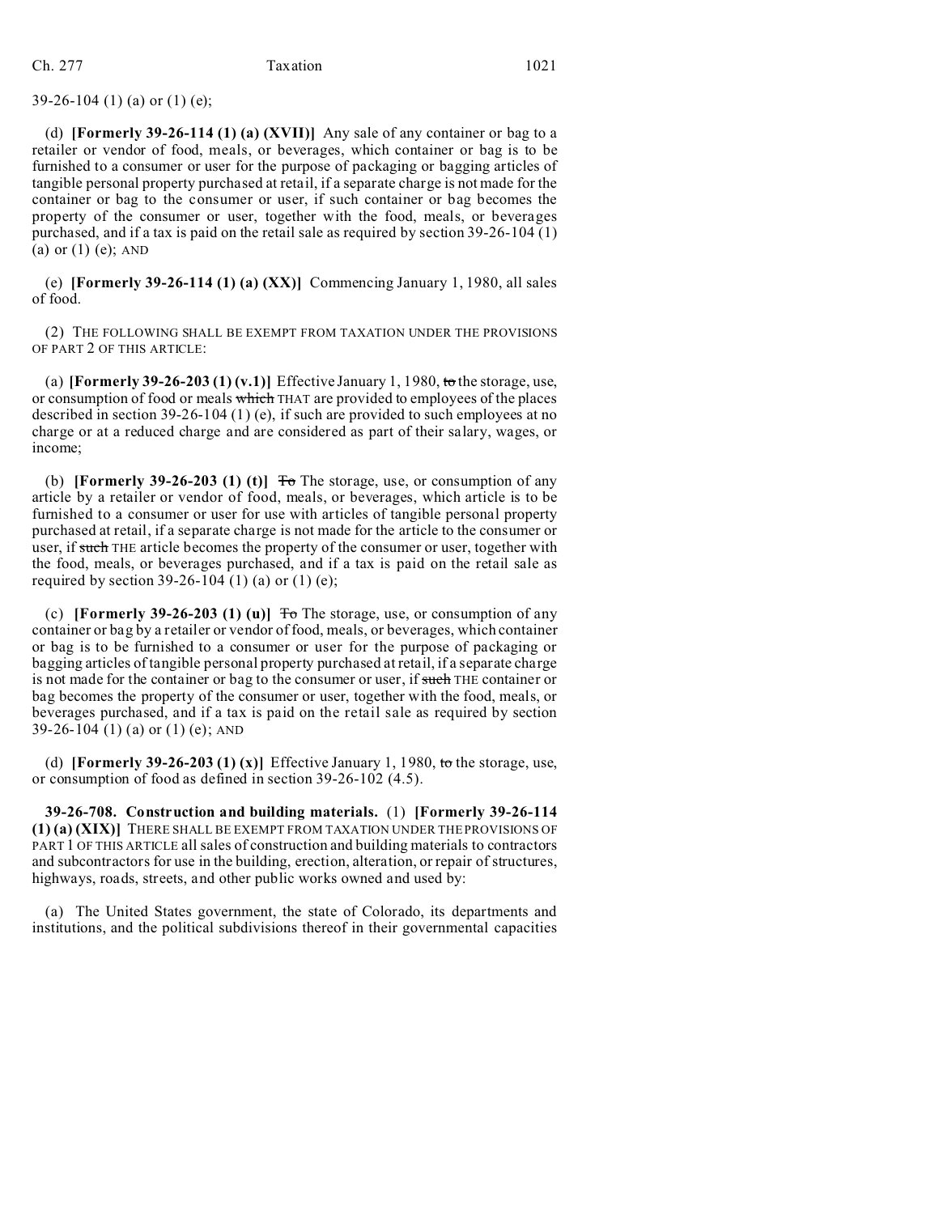39-26-104 (1) (a) or (1) (e);

(d) **[Formerly 39-26-114 (1) (a) (XVII)]** Any sale of any container or bag to a retailer or vendor of food, meals, or beverages, which container or bag is to be furnished to a consumer or user for the purpose of packaging or bagging articles of tangible personal property purchased at retail, if a separate charge is not made for the container or bag to the consumer or user, if such container or bag becomes the property of the consumer or user, together with the food, meals, or beverages purchased, and if a tax is paid on the retail sale as required by section 39-26-104 (1) (a) or (1) (e); AND

(e) **[Formerly 39-26-114 (1) (a) (XX)]** Commencing January 1, 1980, all sales of food.

(2) THE FOLLOWING SHALL BE EXEMPT FROM TAXATION UNDER THE PROVISIONS OF PART 2 OF THIS ARTICLE:

(a) **[Formerly 39-26-203 (1) (v.1)]** Effective January 1, 1980, ~~to~~ the storage, use, or consumption of food or meals ~~which~~ THAT are provided to employees of the places described in section 39-26-104 (1) (e), if such are provided to such employees at no charge or at a reduced charge and are considered as part of their salary, wages, or income;

(b) **[Formerly 39-26-203 (1) (t)]** ~~To~~ The storage, use, or consumption of any article by a retailer or vendor of food, meals, or beverages, which article is to be furnished to a consumer or user for use with articles of tangible personal property purchased at retail, if a separate charge is not made for the article to the consumer or user, if ~~such~~ THE article becomes the property of the consumer or user, together with the food, meals, or beverages purchased, and if a tax is paid on the retail sale as required by section 39-26-104 (1) (a) or (1) (e);

(c) **[Formerly 39-26-203 (1) (u)]** ~~To~~ The storage, use, or consumption of any container or bag by a retailer or vendor of food, meals, or beverages, which container or bag is to be furnished to a consumer or user for the purpose of packaging or bagging articles of tangible personal property purchased at retail, if a separate charge is not made for the container or bag to the consumer or user, if ~~such~~ THE container or bag becomes the property of the consumer or user, together with the food, meals, or beverages purchased, and if a tax is paid on the retail sale as required by section 39-26-104 (1) (a) or (1) (e); AND

(d) **[Formerly 39-26-203 (1) (x)]** Effective January 1, 1980, ~~to~~ the storage, use, or consumption of food as defined in section 39-26-102 (4.5).

**39-26-708. Construction and building materials.** (1) **[Formerly 39-26-114 (1) (a) (XIX)]** THERE SHALL BE EXEMPT FROM TAXATION UNDER THE PROVISIONS OF PART 1 OF THIS ARTICLE all sales of construction and building materials to contractors and subcontractors for use in the building, erection, alteration, or repair of structures, highways, roads, streets, and other public works owned and used by:

(a) The United States government, the state of Colorado, its departments and institutions, and the political subdivisions thereof in their governmental capacities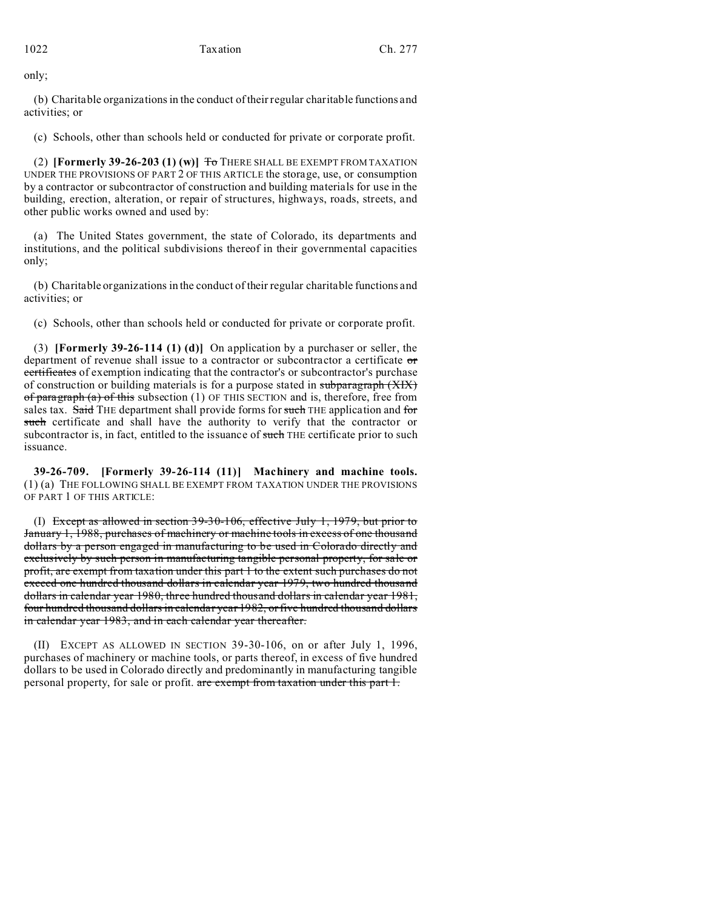only;

(b) Charitable organizations in the conduct of their regular charitable functions and activities; or

(c) Schools, other than schools held or conducted for private or corporate profit.

(2) **[Formerly 39-26-203 (1) (w)]** ~~To~~ THERE SHALL BE EXEMPT FROM TAXATION UNDER THE PROVISIONS OF PART 2 OF THIS ARTICLE the storage, use, or consumption by a contractor or subcontractor of construction and building materials for use in the building, erection, alteration, or repair of structures, highways, roads, streets, and other public works owned and used by:

(a) The United States government, the state of Colorado, its departments and institutions, and the political subdivisions thereof in their governmental capacities only;

(b) Charitable organizations in the conduct of their regular charitable functions and activities; or

(c) Schools, other than schools held or conducted for private or corporate profit.

(3) **[Formerly 39-26-114 (1) (d)]** On application by a purchaser or seller, the department of revenue shall issue to a contractor or subcontractor a certificate ~~or certificates~~ of exemption indicating that the contractor's or subcontractor's purchase of construction or building materials is for a purpose stated in ~~subparagraph (XIX) of paragraph (a) of this~~ subsection (1) OF THIS SECTION and is, therefore, free from sales tax. ~~Said~~ THE department shall provide forms for ~~such~~ THE application and ~~for such~~ certificate and shall have the authority to verify that the contractor or subcontractor is, in fact, entitled to the issuance of ~~such~~ THE certificate prior to such issuance.

**39-26-709. [Formerly 39-26-114 (11)] Machinery and machine tools.** (1) (a) THE FOLLOWING SHALL BE EXEMPT FROM TAXATION UNDER THE PROVISIONS OF PART 1 OF THIS ARTICLE:

(I) ~~Except as allowed in section 39-30-106, effective July 1, 1979, but prior to January 1, 1988, purchases of machinery or machine tools in excess of one thousand dollars by a person engaged in manufacturing to be used in Colorado directly and exclusively by such person in manufacturing tangible personal property, for sale or profit, are exempt from taxation under this part 1 to the extent such purchases do not exceed one hundred thousand dollars in calendar year 1979, two hundred thousand dollars in calendar year 1980, three hundred thousand dollars in calendar year 1981, four hundred thousand dollars in calendar year 1982, or five hundred thousand dollars in calendar year 1983, and in each calendar year thereafter.~~

(II) EXCEPT AS ALLOWED IN SECTION 39-30-106, on or after July 1, 1996, purchases of machinery or machine tools, or parts thereof, in excess of five hundred dollars to be used in Colorado directly and predominantly in manufacturing tangible personal property, for sale or profit. ~~are exempt from taxation under this part 1.~~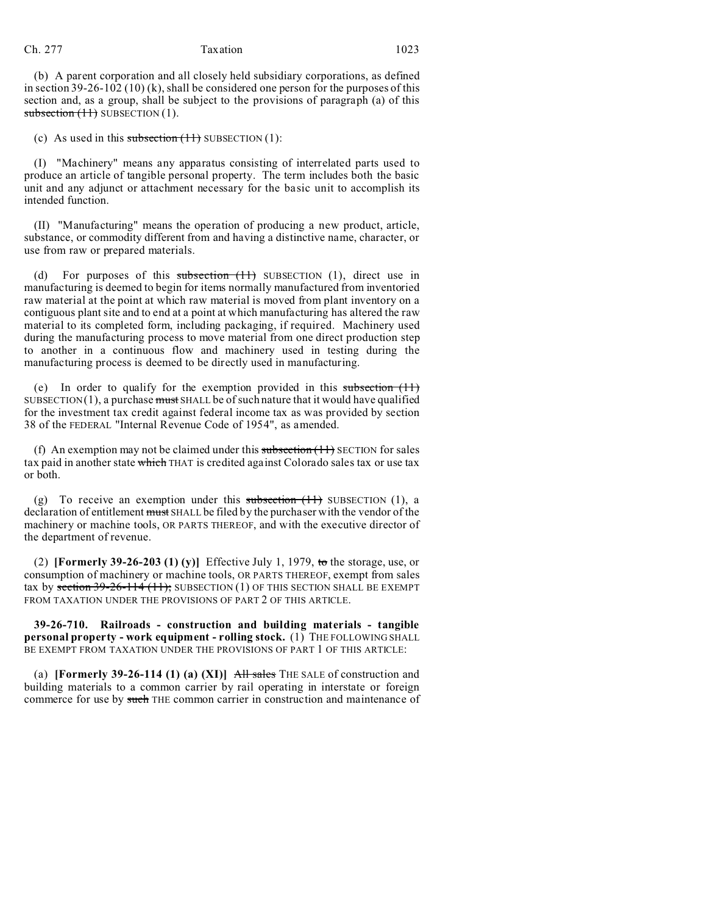(b) A parent corporation and all closely held subsidiary corporations, as defined in section 39-26-102 (10) (k), shall be considered one person for the purposes of this section and, as a group, shall be subject to the provisions of paragraph (a) of this ~~subsection (11)~~ SUBSECTION (1).

(c) As used in this ~~subsection (11)~~ SUBSECTION (1):

(I) "Machinery" means any apparatus consisting of interrelated parts used to produce an article of tangible personal property. The term includes both the basic unit and any adjunct or attachment necessary for the basic unit to accomplish its intended function.

(II) "Manufacturing" means the operation of producing a new product, article, substance, or commodity different from and having a distinctive name, character, or use from raw or prepared materials.

(d) For purposes of this ~~subsection (11)~~ SUBSECTION (1), direct use in manufacturing is deemed to begin for items normally manufactured from inventoried raw material at the point at which raw material is moved from plant inventory on a contiguous plant site and to end at a point at which manufacturing has altered the raw material to its completed form, including packaging, if required. Machinery used during the manufacturing process to move material from one direct production step to another in a continuous flow and machinery used in testing during the manufacturing process is deemed to be directly used in manufacturing.

(e) In order to qualify for the exemption provided in this ~~subsection (11)~~ SUBSECTION (1), a purchase ~~must~~ SHALL be of such nature that it would have qualified for the investment tax credit against federal income tax as was provided by section 38 of the FEDERAL "Internal Revenue Code of 1954", as amended.

(f) An exemption may not be claimed under this ~~subsection (11)~~ SECTION for sales tax paid in another state ~~which~~ THAT is credited against Colorado sales tax or use tax or both.

(g) To receive an exemption under this ~~subsection (11)~~ SUBSECTION (1), a declaration of entitlement ~~must~~ SHALL be filed by the purchaser with the vendor of the machinery or machine tools, OR PARTS THEREOF, and with the executive director of the department of revenue.

(2) **[Formerly 39-26-203 (1) (y)]** Effective July 1, 1979, ~~to~~ the storage, use, or consumption of machinery or machine tools, OR PARTS THEREOF, exempt from sales tax by ~~section 39-26-114 (11);~~ SUBSECTION (1) OF THIS SECTION SHALL BE EXEMPT FROM TAXATION UNDER THE PROVISIONS OF PART 2 OF THIS ARTICLE.

**39-26-710. Railroads - construction and building materials - tangible personal property - work equipment - rolling stock.** (1) THE FOLLOWING SHALL BE EXEMPT FROM TAXATION UNDER THE PROVISIONS OF PART 1 OF THIS ARTICLE:

(a) **[Formerly 39-26-114 (1) (a) (XI)]** ~~All sales~~ THE SALE of construction and building materials to a common carrier by rail operating in interstate or foreign commerce for use by ~~such~~ THE common carrier in construction and maintenance of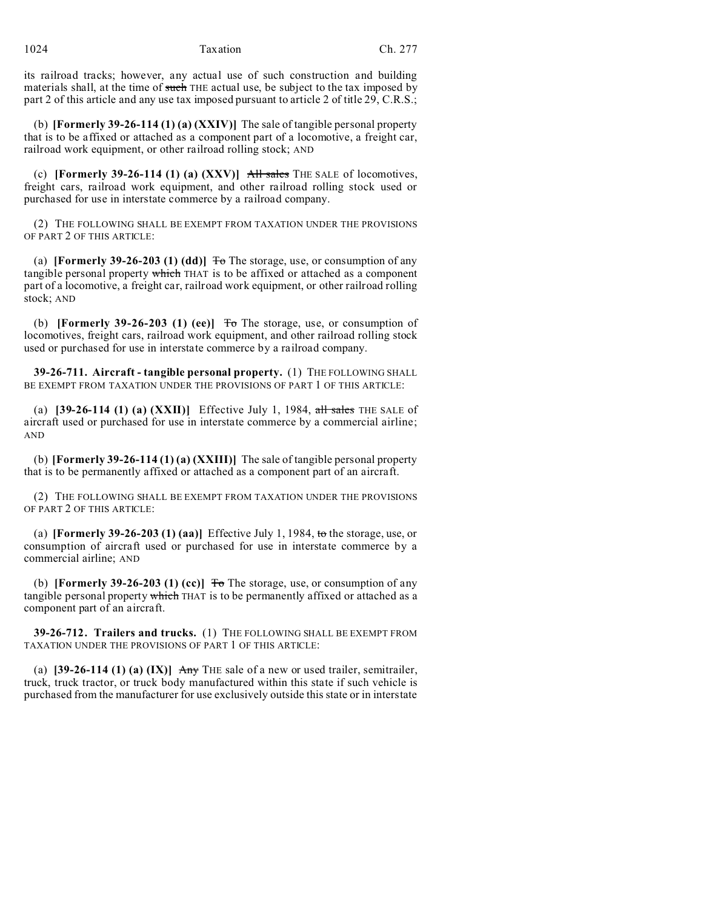its railroad tracks; however, any actual use of such construction and building materials shall, at the time of ~~such~~ THE actual use, be subject to the tax imposed by part 2 of this article and any use tax imposed pursuant to article 2 of title 29, C.R.S.;

(b) **[Formerly 39-26-114 (1) (a) (XXIV)]** The sale of tangible personal property that is to be affixed or attached as a component part of a locomotive, a freight car, railroad work equipment, or other railroad rolling stock; AND

(c) **[Formerly 39-26-114 (1) (a) (XXV)]** ~~All sales~~ THE SALE of locomotives, freight cars, railroad work equipment, and other railroad rolling stock used or purchased for use in interstate commerce by a railroad company.

(2) THE FOLLOWING SHALL BE EXEMPT FROM TAXATION UNDER THE PROVISIONS OF PART 2 OF THIS ARTICLE:

(a) **[Formerly 39-26-203 (1) (dd)]** ~~To~~ The storage, use, or consumption of any tangible personal property ~~which~~ THAT is to be affixed or attached as a component part of a locomotive, a freight car, railroad work equipment, or other railroad rolling stock; AND

(b) **[Formerly 39-26-203 (1) (ee)]** ~~To~~ The storage, use, or consumption of locomotives, freight cars, railroad work equipment, and other railroad rolling stock used or purchased for use in interstate commerce by a railroad company.

**39-26-711. Aircraft - tangible personal property.** (1) THE FOLLOWING SHALL BE EXEMPT FROM TAXATION UNDER THE PROVISIONS OF PART 1 OF THIS ARTICLE:

(a) **[39-26-114 (1) (a) (XXII)]** Effective July 1, 1984, ~~all sales~~ THE SALE of aircraft used or purchased for use in interstate commerce by a commercial airline; AND

(b) **[Formerly 39-26-114 (1) (a) (XXIII)]** The sale of tangible personal property that is to be permanently affixed or attached as a component part of an aircraft.

(2) THE FOLLOWING SHALL BE EXEMPT FROM TAXATION UNDER THE PROVISIONS OF PART 2 OF THIS ARTICLE:

(a) **[Formerly 39-26-203 (1) (aa)]** Effective July 1, 1984, ~~to~~ the storage, use, or consumption of aircraft used or purchased for use in interstate commerce by a commercial airline; AND

(b) **[Formerly 39-26-203 (1) (cc)]** ~~To~~ The storage, use, or consumption of any tangible personal property ~~which~~ THAT is to be permanently affixed or attached as a component part of an aircraft.

**39-26-712. Trailers and trucks.** (1) THE FOLLOWING SHALL BE EXEMPT FROM TAXATION UNDER THE PROVISIONS OF PART 1 OF THIS ARTICLE:

(a) **[39-26-114 (1) (a) (IX)]** ~~Any~~ THE sale of a new or used trailer, semitrailer, truck, truck tractor, or truck body manufactured within this state if such vehicle is purchased from the manufacturer for use exclusively outside this state or in interstate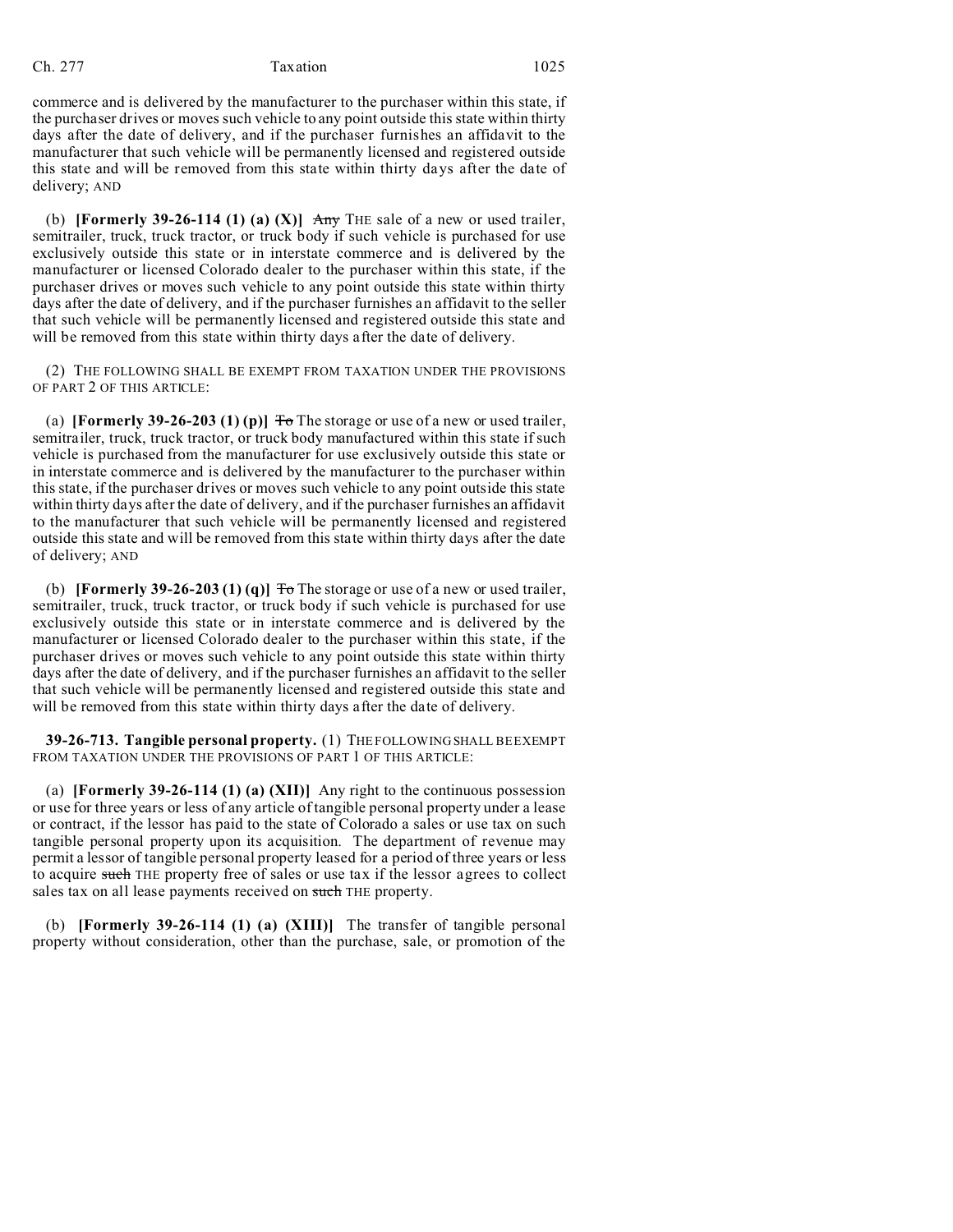commerce and is delivered by the manufacturer to the purchaser within this state, if the purchaser drives or moves such vehicle to any point outside this state within thirty days after the date of delivery, and if the purchaser furnishes an affidavit to the manufacturer that such vehicle will be permanently licensed and registered outside this state and will be removed from this state within thirty days after the date of delivery; AND

(b) **[Formerly 39-26-114 (1) (a) (X)]** ~~Any~~ THE sale of a new or used trailer, semitrailer, truck, truck tractor, or truck body if such vehicle is purchased for use exclusively outside this state or in interstate commerce and is delivered by the manufacturer or licensed Colorado dealer to the purchaser within this state, if the purchaser drives or moves such vehicle to any point outside this state within thirty days after the date of delivery, and if the purchaser furnishes an affidavit to the seller that such vehicle will be permanently licensed and registered outside this state and will be removed from this state within thirty days after the date of delivery.

(2) THE FOLLOWING SHALL BE EXEMPT FROM TAXATION UNDER THE PROVISIONS OF PART 2 OF THIS ARTICLE:

(a) **[Formerly 39-26-203 (1) (p)]** ~~To~~ The storage or use of a new or used trailer, semitrailer, truck, truck tractor, or truck body manufactured within this state if such vehicle is purchased from the manufacturer for use exclusively outside this state or in interstate commerce and is delivered by the manufacturer to the purchaser within this state, if the purchaser drives or moves such vehicle to any point outside this state within thirty days after the date of delivery, and if the purchaser furnishes an affidavit to the manufacturer that such vehicle will be permanently licensed and registered outside this state and will be removed from this state within thirty days after the date of delivery; AND

(b) **[Formerly 39-26-203 (1) (q)]** ~~To~~ The storage or use of a new or used trailer, semitrailer, truck, truck tractor, or truck body if such vehicle is purchased for use exclusively outside this state or in interstate commerce and is delivered by the manufacturer or licensed Colorado dealer to the purchaser within this state, if the purchaser drives or moves such vehicle to any point outside this state within thirty days after the date of delivery, and if the purchaser furnishes an affidavit to the seller that such vehicle will be permanently licensed and registered outside this state and will be removed from this state within thirty days after the date of delivery.

**39-26-713. Tangible personal property.** (1) THE FOLLOWING SHALL BE EXEMPT FROM TAXATION UNDER THE PROVISIONS OF PART 1 OF THIS ARTICLE:

(a) **[Formerly 39-26-114 (1) (a) (XII)]** Any right to the continuous possession or use for three years or less of any article of tangible personal property under a lease or contract, if the lessor has paid to the state of Colorado a sales or use tax on such tangible personal property upon its acquisition. The department of revenue may permit a lessor of tangible personal property leased for a period of three years or less to acquire ~~such~~ THE property free of sales or use tax if the lessor agrees to collect sales tax on all lease payments received on ~~such~~ THE property.

(b) **[Formerly 39-26-114 (1) (a) (XIII)]** The transfer of tangible personal property without consideration, other than the purchase, sale, or promotion of the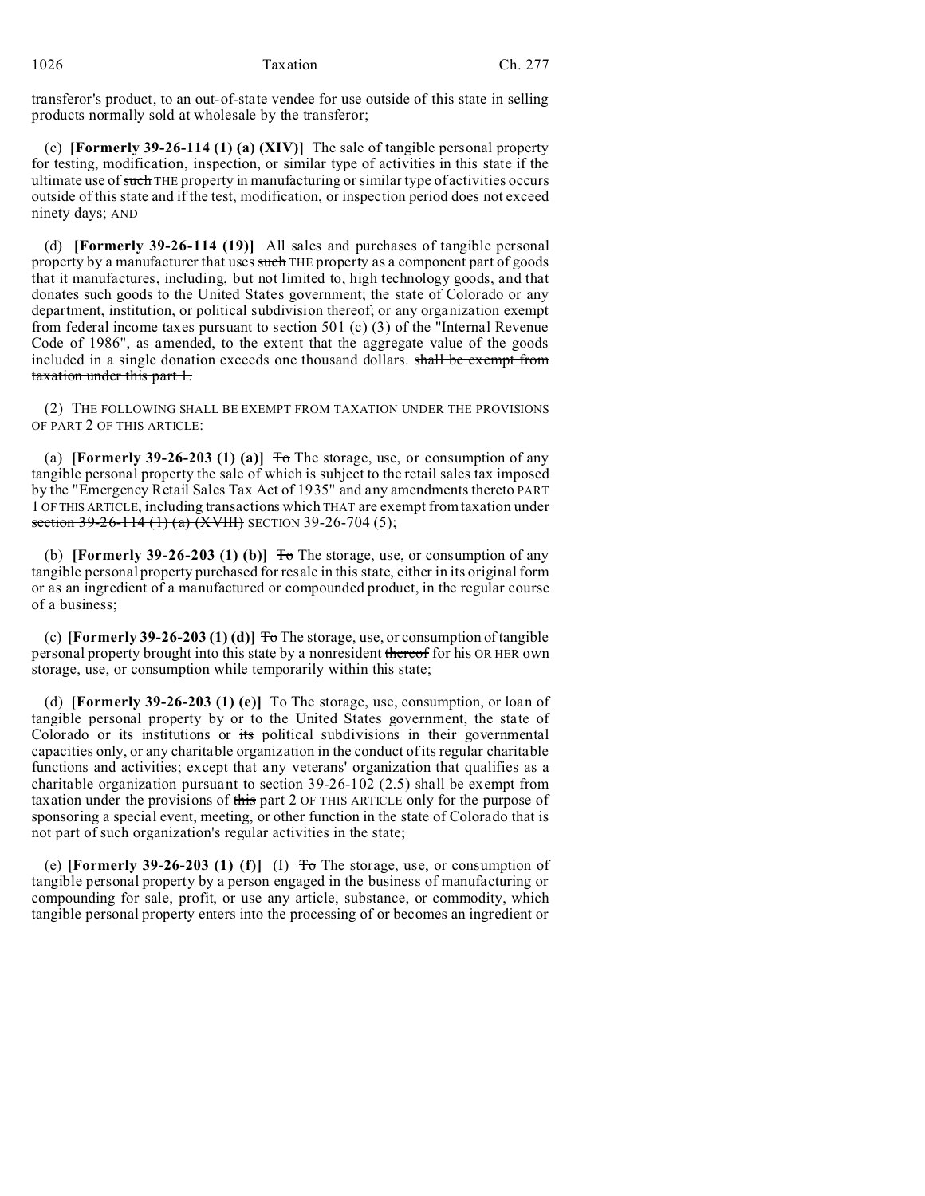transferor's product, to an out-of-state vendee for use outside of this state in selling products normally sold at wholesale by the transferor;

(c) **[Formerly 39-26-114 (1) (a) (XIV)]** The sale of tangible personal property for testing, modification, inspection, or similar type of activities in this state if the ultimate use of ~~such~~ THE property in manufacturing or similar type of activities occurs outside of this state and if the test, modification, or inspection period does not exceed ninety days; AND

(d) **[Formerly 39-26-114 (19)]** All sales and purchases of tangible personal property by a manufacturer that uses ~~such~~ THE property as a component part of goods that it manufactures, including, but not limited to, high technology goods, and that donates such goods to the United States government; the state of Colorado or any department, institution, or political subdivision thereof; or any organization exempt from federal income taxes pursuant to section 501 (c) (3) of the "Internal Revenue Code of 1986", as amended, to the extent that the aggregate value of the goods included in a single donation exceeds one thousand dollars. ~~shall be exempt from taxation under this part 1.~~

(2) THE FOLLOWING SHALL BE EXEMPT FROM TAXATION UNDER THE PROVISIONS OF PART 2 OF THIS ARTICLE:

(a) **[Formerly 39-26-203 (1) (a)]** ~~To~~ The storage, use, or consumption of any tangible personal property the sale of which is subject to the retail sales tax imposed by ~~the "Emergency Retail Sales Tax Act of 1935" and any amendments thereto~~ PART 1 OF THIS ARTICLE, including transactions ~~which~~ THAT are exempt from taxation under ~~section 39-26-114 (1) (a) (XVIII)~~ SECTION 39-26-704 (5);

(b) **[Formerly 39-26-203 (1) (b)]** ~~To~~ The storage, use, or consumption of any tangible personal property purchased for resale in this state, either in its original form or as an ingredient of a manufactured or compounded product, in the regular course of a business;

(c) **[Formerly 39-26-203 (1) (d)]** ~~To~~ The storage, use, or consumption of tangible personal property brought into this state by a nonresident ~~thereof~~ for his OR HER own storage, use, or consumption while temporarily within this state;

(d) **[Formerly 39-26-203 (1) (e)]** ~~To~~ The storage, use, consumption, or loan of tangible personal property by or to the United States government, the state of Colorado or its institutions or ~~its~~ political subdivisions in their governmental capacities only, or any charitable organization in the conduct of its regular charitable functions and activities; except that any veterans' organization that qualifies as a charitable organization pursuant to section 39-26-102 (2.5) shall be exempt from taxation under the provisions of ~~this~~ part 2 OF THIS ARTICLE only for the purpose of sponsoring a special event, meeting, or other function in the state of Colorado that is not part of such organization's regular activities in the state;

(e) **[Formerly 39-26-203 (1) (f)]** (I) ~~To~~ The storage, use, or consumption of tangible personal property by a person engaged in the business of manufacturing or compounding for sale, profit, or use any article, substance, or commodity, which tangible personal property enters into the processing of or becomes an ingredient or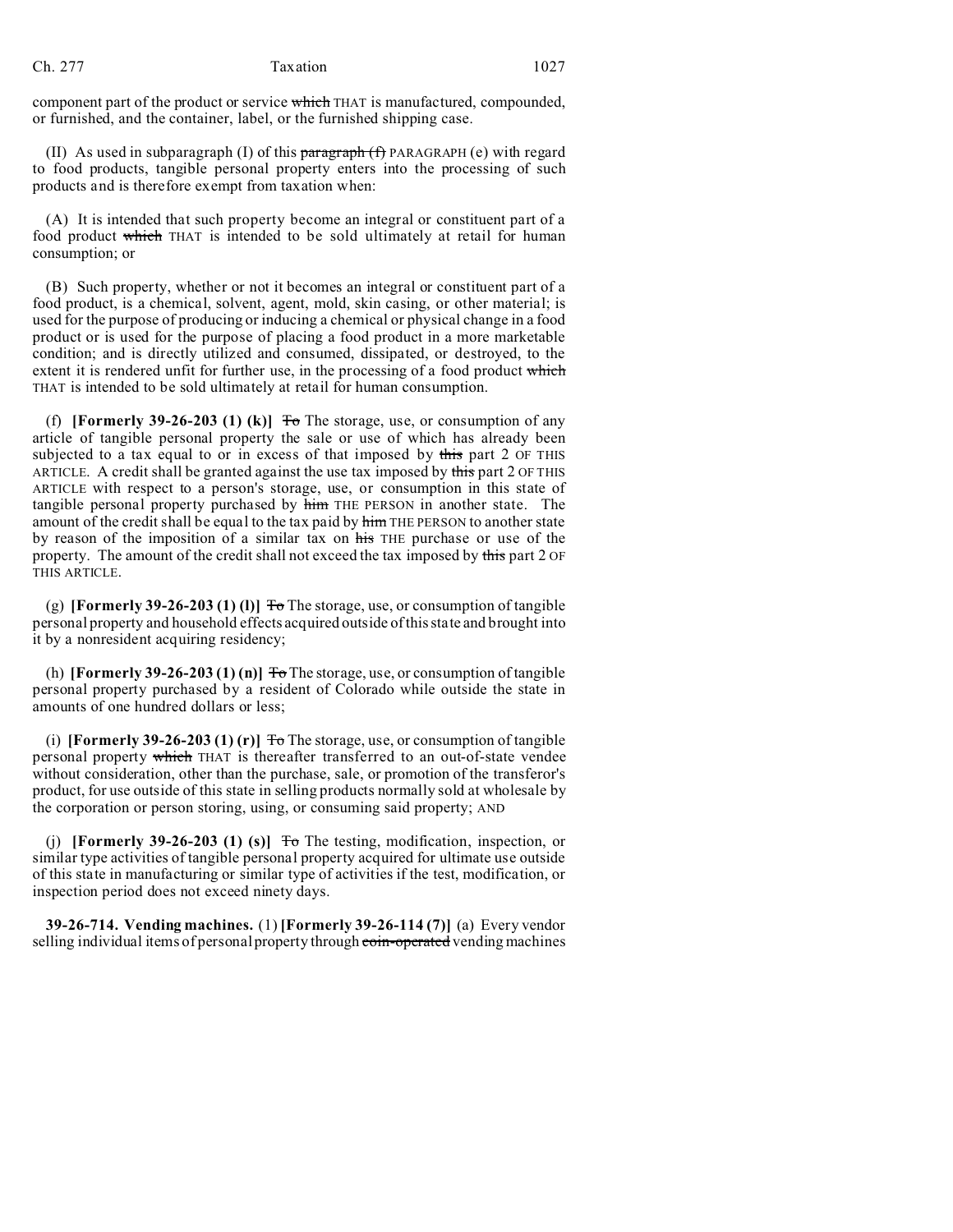component part of the product or service ~~which~~ THAT is manufactured, compounded, or furnished, and the container, label, or the furnished shipping case.

(II) As used in subparagraph (I) of this ~~paragraph (f)~~ PARAGRAPH (e) with regard to food products, tangible personal property enters into the processing of such products and is therefore exempt from taxation when:

(A) It is intended that such property become an integral or constituent part of a food product ~~which~~ THAT is intended to be sold ultimately at retail for human consumption; or

(B) Such property, whether or not it becomes an integral or constituent part of a food product, is a chemical, solvent, agent, mold, skin casing, or other material; is used for the purpose of producing or inducing a chemical or physical change in a food product or is used for the purpose of placing a food product in a more marketable condition; and is directly utilized and consumed, dissipated, or destroyed, to the extent it is rendered unfit for further use, in the processing of a food product ~~which~~ THAT is intended to be sold ultimately at retail for human consumption.

(f) **[Formerly 39-26-203 (1) (k)]** ~~To~~ The storage, use, or consumption of any article of tangible personal property the sale or use of which has already been subjected to a tax equal to or in excess of that imposed by ~~this~~ part 2 OF THIS ARTICLE. A credit shall be granted against the use tax imposed by ~~this~~ part 2 OF THIS ARTICLE with respect to a person's storage, use, or consumption in this state of tangible personal property purchased by ~~him~~ THE PERSON in another state. The amount of the credit shall be equal to the tax paid by ~~him~~ THE PERSON to another state by reason of the imposition of a similar tax on ~~his~~ THE purchase or use of the property. The amount of the credit shall not exceed the tax imposed by ~~this~~ part 2 OF THIS ARTICLE.

(g) **[Formerly 39-26-203 (1) (l)]** ~~To~~ The storage, use, or consumption of tangible personal property and household effects acquired outside of this state and brought into it by a nonresident acquiring residency;

(h) **[Formerly 39-26-203 (1) (n)]** ~~To~~ The storage, use, or consumption of tangible personal property purchased by a resident of Colorado while outside the state in amounts of one hundred dollars or less;

(i) **[Formerly 39-26-203 (1) (r)]** ~~To~~ The storage, use, or consumption of tangible personal property ~~which~~ THAT is thereafter transferred to an out-of-state vendee without consideration, other than the purchase, sale, or promotion of the transferor's product, for use outside of this state in selling products normally sold at wholesale by the corporation or person storing, using, or consuming said property; AND

(j) **[Formerly 39-26-203 (1) (s)]** ~~To~~ The testing, modification, inspection, or similar type activities of tangible personal property acquired for ultimate use outside of this state in manufacturing or similar type of activities if the test, modification, or inspection period does not exceed ninety days.

**39-26-714. Vending machines.** (1) **[Formerly 39-26-114 (7)]** (a) Every vendor selling individual items of personal property through ~~coin-operated~~ vending machines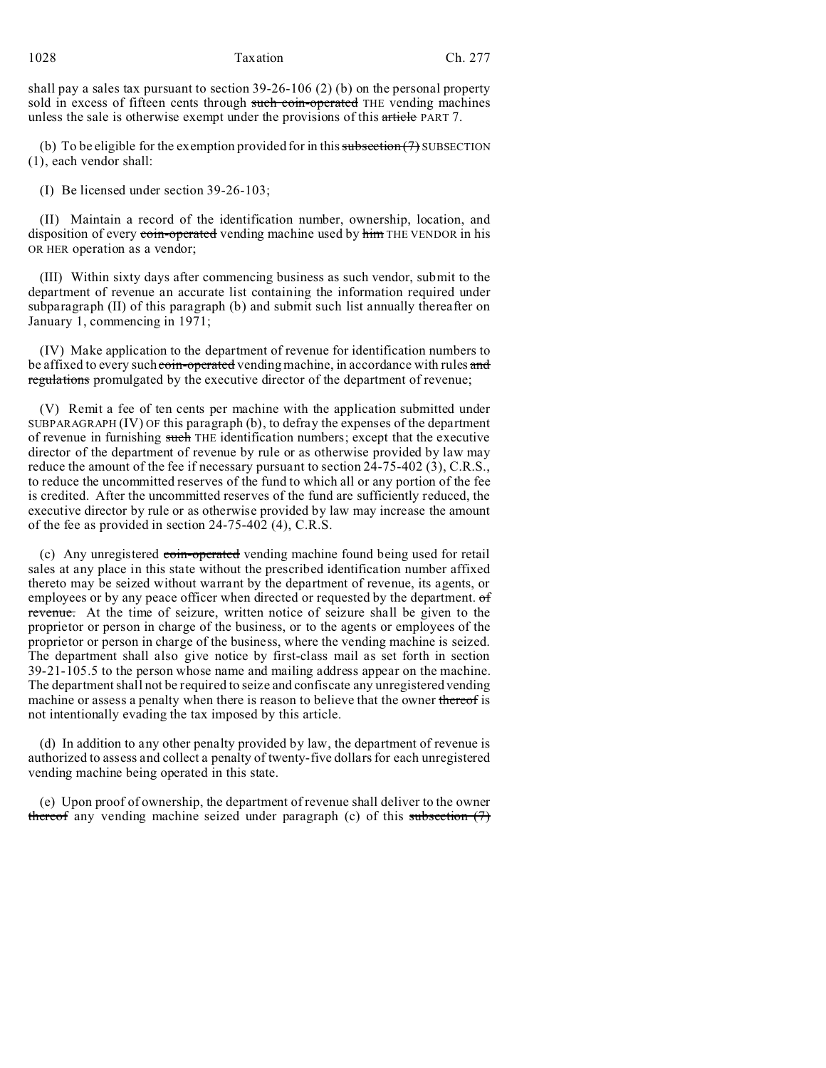shall pay a sales tax pursuant to section 39-26-106 (2) (b) on the personal property sold in excess of fifteen cents through ~~such coin-operated~~ THE vending machines unless the sale is otherwise exempt under the provisions of this ~~article~~ PART 7.

(b) To be eligible for the exemption provided for in this ~~subsection (7)~~ SUBSECTION (1), each vendor shall:

(I) Be licensed under section 39-26-103;

(II) Maintain a record of the identification number, ownership, location, and disposition of every ~~coin-operated~~ vending machine used by ~~him~~ THE VENDOR in his OR HER operation as a vendor;

(III) Within sixty days after commencing business as such vendor, submit to the department of revenue an accurate list containing the information required under subparagraph (II) of this paragraph (b) and submit such list annually thereafter on January 1, commencing in 1971;

(IV) Make application to the department of revenue for identification numbers to be affixed to every such ~~coin-operated~~ vending machine, in accordance with rules ~~and regulations~~ promulgated by the executive director of the department of revenue;

(V) Remit a fee of ten cents per machine with the application submitted under SUBPARAGRAPH (IV) OF this paragraph (b), to defray the expenses of the department of revenue in furnishing ~~such~~ THE identification numbers; except that the executive director of the department of revenue by rule or as otherwise provided by law may reduce the amount of the fee if necessary pursuant to section 24-75-402 (3), C.R.S., to reduce the uncommitted reserves of the fund to which all or any portion of the fee is credited. After the uncommitted reserves of the fund are sufficiently reduced, the executive director by rule or as otherwise provided by law may increase the amount of the fee as provided in section 24-75-402 (4), C.R.S.

(c) Any unregistered ~~coin-operated~~ vending machine found being used for retail sales at any place in this state without the prescribed identification number affixed thereto may be seized without warrant by the department of revenue, its agents, or employees or by any peace officer when directed or requested by the department. ~~of revenue.~~ At the time of seizure, written notice of seizure shall be given to the proprietor or person in charge of the business, or to the agents or employees of the proprietor or person in charge of the business, where the vending machine is seized. The department shall also give notice by first-class mail as set forth in section 39-21-105.5 to the person whose name and mailing address appear on the machine. The department shall not be required to seize and confiscate any unregistered vending machine or assess a penalty when there is reason to believe that the owner ~~thereof~~ is not intentionally evading the tax imposed by this article.

(d) In addition to any other penalty provided by law, the department of revenue is authorized to assess and collect a penalty of twenty-five dollars for each unregistered vending machine being operated in this state.

(e) Upon proof of ownership, the department of revenue shall deliver to the owner ~~thereof~~ any vending machine seized under paragraph (c) of this ~~subsection (7)~~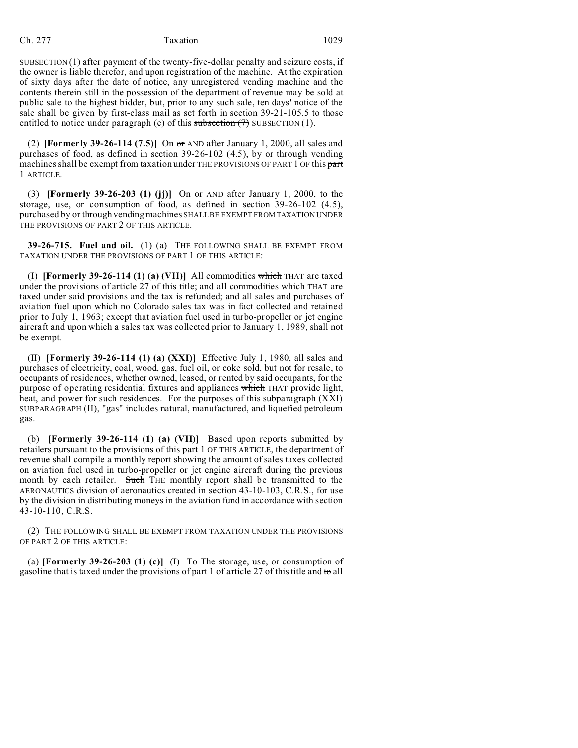SUBSECTION (1) after payment of the twenty-five-dollar penalty and seizure costs, if the owner is liable therefor, and upon registration of the machine. At the expiration of sixty days after the date of notice, any unregistered vending machine and the contents therein still in the possession of the department ~~of revenue~~ may be sold at public sale to the highest bidder, but, prior to any such sale, ten days' notice of the sale shall be given by first-class mail as set forth in section 39-21-105.5 to those entitled to notice under paragraph (c) of this ~~subsection (7)~~ SUBSECTION (1).

(2) **[Formerly 39-26-114 (7.5)]** On ~~or~~ AND after January 1, 2000, all sales and purchases of food, as defined in section 39-26-102 (4.5), by or through vending machines shall be exempt from taxation under THE PROVISIONS OF PART 1 OF this ~~part 1~~ ARTICLE.

(3) **[Formerly 39-26-203 (1) (jj)]** On ~~or~~ AND after January 1, 2000, ~~to~~ the storage, use, or consumption of food, as defined in section 39-26-102 (4.5), purchased by or through vending machines SHALL BE EXEMPT FROM TAXATION UNDER THE PROVISIONS OF PART 2 OF THIS ARTICLE.

**39-26-715. Fuel and oil.** (1) (a) THE FOLLOWING SHALL BE EXEMPT FROM TAXATION UNDER THE PROVISIONS OF PART 1 OF THIS ARTICLE:

(I) **[Formerly 39-26-114 (1) (a) (VII)]** All commodities ~~which~~ THAT are taxed under the provisions of article 27 of this title; and all commodities ~~which~~ THAT are taxed under said provisions and the tax is refunded; and all sales and purchases of aviation fuel upon which no Colorado sales tax was in fact collected and retained prior to July 1, 1963; except that aviation fuel used in turbo-propeller or jet engine aircraft and upon which a sales tax was collected prior to January 1, 1989, shall not be exempt.

(II) **[Formerly 39-26-114 (1) (a) (XXI)]** Effective July 1, 1980, all sales and purchases of electricity, coal, wood, gas, fuel oil, or coke sold, but not for resale, to occupants of residences, whether owned, leased, or rented by said occupants, for the purpose of operating residential fixtures and appliances ~~which~~ THAT provide light, heat, and power for such residences. For ~~the~~ purposes of this ~~subparagraph (XXI)~~ SUBPARAGRAPH (II), "gas" includes natural, manufactured, and liquefied petroleum gas.

(b) **[Formerly 39-26-114 (1) (a) (VII)]** Based upon reports submitted by retailers pursuant to the provisions of ~~this~~ part 1 OF THIS ARTICLE, the department of revenue shall compile a monthly report showing the amount of sales taxes collected on aviation fuel used in turbo-propeller or jet engine aircraft during the previous month by each retailer. ~~Such~~ THE monthly report shall be transmitted to the AERONAUTICS division ~~of aeronautics~~ created in section 43-10-103, C.R.S., for use by the division in distributing moneys in the aviation fund in accordance with section 43-10-110, C.R.S.

(2) THE FOLLOWING SHALL BE EXEMPT FROM TAXATION UNDER THE PROVISIONS OF PART 2 OF THIS ARTICLE:

(a) **[Formerly 39-26-203 (1) (c)]** (I) ~~To~~ The storage, use, or consumption of gasoline that is taxed under the provisions of part 1 of article 27 of this title and ~~to~~ all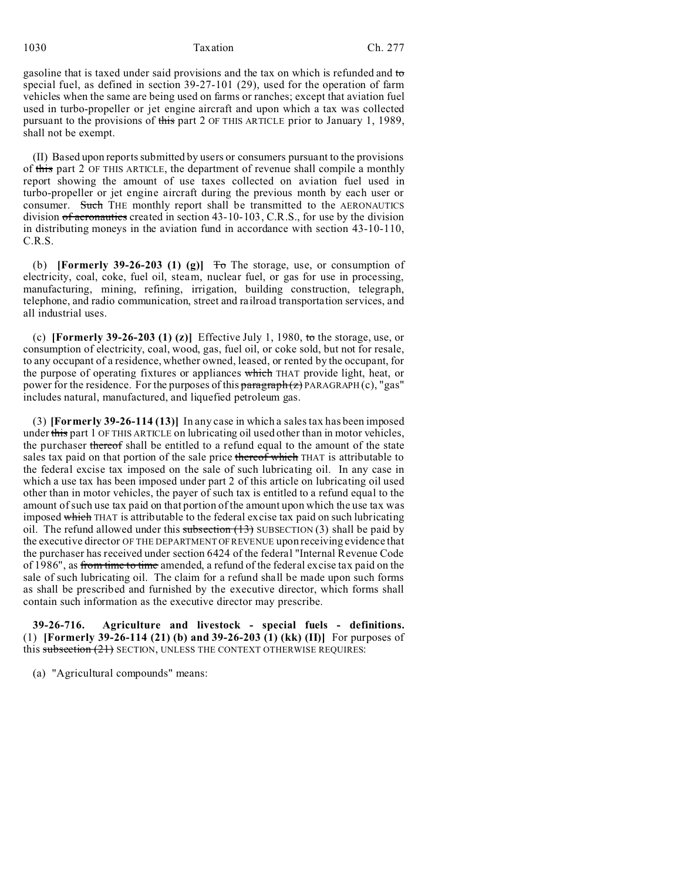gasoline that is taxed under said provisions and the tax on which is refunded and to special fuel, as defined in section 39-27-101 (29), used for the operation of farm vehicles when the same are being used on farms or ranches; except that aviation fuel used in turbo-propeller or jet engine aircraft and upon which a tax was collected pursuant to the provisions of this part 2 OF THIS ARTICLE prior to January 1, 1989, shall not be exempt.

(II) Based upon reports submitted by users or consumers pursuant to the provisions of this part 2 OF THIS ARTICLE, the department of revenue shall compile a monthly report showing the amount of use taxes collected on aviation fuel used in turbo-propeller or jet engine aircraft during the previous month by each user or consumer. Such THE monthly report shall be transmitted to the AERONAUTICS division of aeronautics created in section 43-10-103, C.R.S., for use by the division in distributing moneys in the aviation fund in accordance with section 43-10-110, C.R.S.

(b) **[Formerly 39-26-203 (1) (g)]** To The storage, use, or consumption of electricity, coal, coke, fuel oil, steam, nuclear fuel, or gas for use in processing, manufacturing, mining, refining, irrigation, building construction, telegraph, telephone, and radio communication, street and railroad transportation services, and all industrial uses.

(c) **[Formerly 39-26-203 (1) (z)]** Effective July 1, 1980, to the storage, use, or consumption of electricity, coal, wood, gas, fuel oil, or coke sold, but not for resale, to any occupant of a residence, whether owned, leased, or rented by the occupant, for the purpose of operating fixtures or appliances which THAT provide light, heat, or power for the residence. For the purposes of this paragraph (z) PARAGRAPH (c), "gas" includes natural, manufactured, and liquefied petroleum gas.

(3) **[Formerly 39-26-114 (13)]** In any case in which a sales tax has been imposed under this part 1 OF THIS ARTICLE on lubricating oil used other than in motor vehicles, the purchaser thereof shall be entitled to a refund equal to the amount of the state sales tax paid on that portion of the sale price thereof which THAT is attributable to the federal excise tax imposed on the sale of such lubricating oil. In any case in which a use tax has been imposed under part 2 of this article on lubricating oil used other than in motor vehicles, the payer of such tax is entitled to a refund equal to the amount of such use tax paid on that portion of the amount upon which the use tax was imposed which THAT is attributable to the federal excise tax paid on such lubricating oil. The refund allowed under this subsection (13) SUBSECTION (3) shall be paid by the executive director OF THE DEPARTMENT OF REVENUE upon receiving evidence that the purchaser has received under section 6424 of the federal "Internal Revenue Code of 1986", as from time to time amended, a refund of the federal excise tax paid on the sale of such lubricating oil. The claim for a refund shall be made upon such forms as shall be prescribed and furnished by the executive director, which forms shall contain such information as the executive director may prescribe.

**39-26-716. Agriculture and livestock - special fuels - definitions.** (1) **[Formerly 39-26-114 (21) (b) and 39-26-203 (1) (kk) (II)]** For purposes of this subsection (21) SECTION, UNLESS THE CONTEXT OTHERWISE REQUIRES:

(a) "Agricultural compounds" means: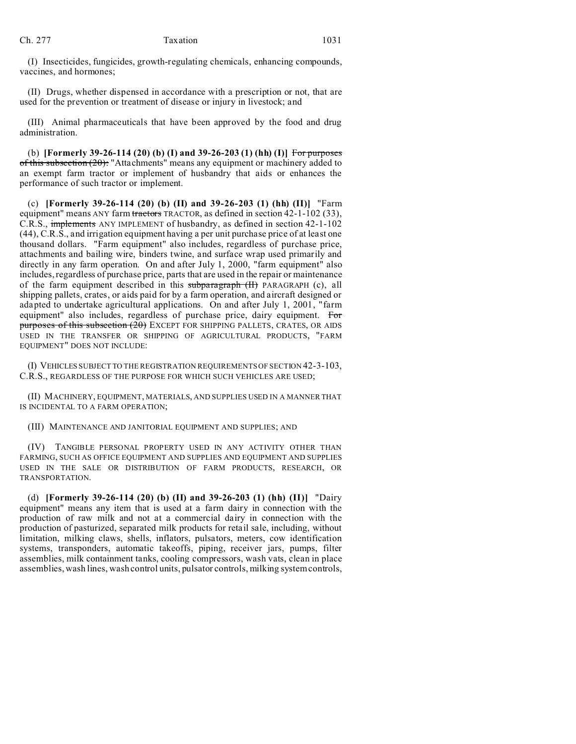(I) Insecticides, fungicides, growth-regulating chemicals, enhancing compounds, vaccines, and hormones;

(II) Drugs, whether dispensed in accordance with a prescription or not, that are used for the prevention or treatment of disease or injury in livestock; and

(III) Animal pharmaceuticals that have been approved by the food and drug administration.

(b) **[Formerly 39-26-114 (20) (b) (I) and 39-26-203 (1) (hh) (I)]** ~~For purposes of this subsection (20):~~ "Attachments" means any equipment or machinery added to an exempt farm tractor or implement of husbandry that aids or enhances the performance of such tractor or implement.

(c) **[Formerly 39-26-114 (20) (b) (II) and 39-26-203 (1) (hh) (II)]** "Farm equipment" means ANY farm ~~tractors~~ TRACTOR, as defined in section 42-1-102 (33), C.R.S., ~~implements~~ ANY IMPLEMENT of husbandry, as defined in section 42-1-102 (44), C.R.S., and irrigation equipment having a per unit purchase price of at least one thousand dollars. "Farm equipment" also includes, regardless of purchase price, attachments and bailing wire, binders twine, and surface wrap used primarily and directly in any farm operation. On and after July 1, 2000, "farm equipment" also includes, regardless of purchase price, parts that are used in the repair or maintenance of the farm equipment described in this ~~subparagraph (II)~~ PARAGRAPH (c), all shipping pallets, crates, or aids paid for by a farm operation, and aircraft designed or adapted to undertake agricultural applications. On and after July 1, 2001, "farm equipment" also includes, regardless of purchase price, dairy equipment. ~~For purposes of this subsection (20)~~ EXCEPT FOR SHIPPING PALLETS, CRATES, OR AIDS USED IN THE TRANSFER OR SHIPPING OF AGRICULTURAL PRODUCTS, "FARM EQUIPMENT" DOES NOT INCLUDE:

(I) VEHICLES SUBJECT TO THE REGISTRATION REQUIREMENTS OF SECTION 42-3-103, C.R.S., REGARDLESS OF THE PURPOSE FOR WHICH SUCH VEHICLES ARE USED;

(II) MACHINERY, EQUIPMENT, MATERIALS, AND SUPPLIES USED IN A MANNER THAT IS INCIDENTAL TO A FARM OPERATION;

(III) MAINTENANCE AND JANITORIAL EQUIPMENT AND SUPPLIES; AND

(IV) TANGIBLE PERSONAL PROPERTY USED IN ANY ACTIVITY OTHER THAN FARMING, SUCH AS OFFICE EQUIPMENT AND SUPPLIES AND EQUIPMENT AND SUPPLIES USED IN THE SALE OR DISTRIBUTION OF FARM PRODUCTS, RESEARCH, OR TRANSPORTATION.

(d) **[Formerly 39-26-114 (20) (b) (II) and 39-26-203 (1) (hh) (II)]** "Dairy equipment" means any item that is used at a farm dairy in connection with the production of raw milk and not at a commercial dairy in connection with the production of pasturized, separated milk products for retail sale, including, without limitation, milking claws, shells, inflators, pulsators, meters, cow identification systems, transponders, automatic takeoffs, piping, receiver jars, pumps, filter assemblies, milk containment tanks, cooling compressors, wash vats, clean in place assemblies, wash lines, wash control units, pulsator controls, milking system controls,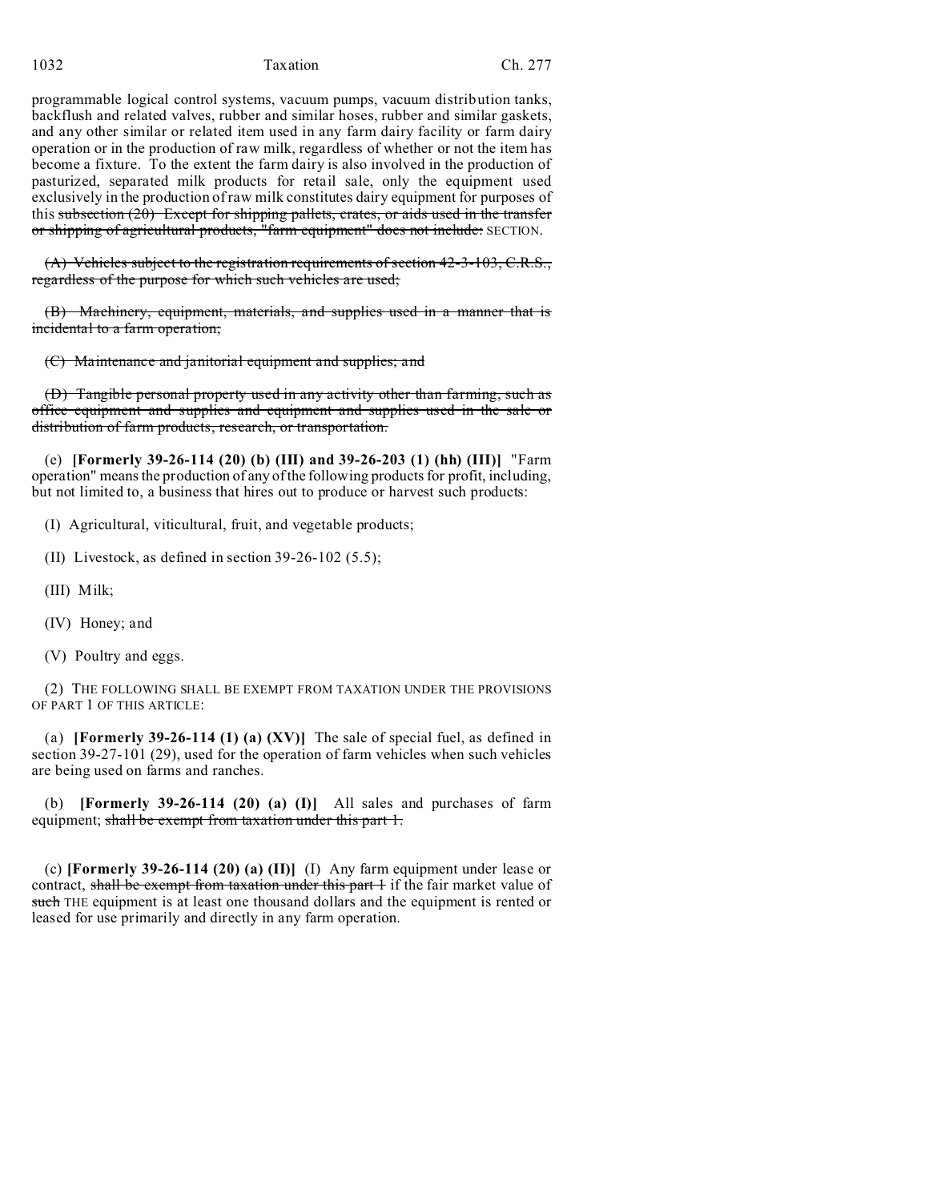programmable logical control systems, vacuum pumps, vacuum distribution tanks, backflush and related valves, rubber and similar hoses, rubber and similar gaskets, and any other similar or related item used in any farm dairy facility or farm dairy operation or in the production of raw milk, regardless of whether or not the item has become a fixture. To the extent the farm dairy is also involved in the production of pasteurized, separated milk products for retail sale, only the equipment used exclusively in the production of raw milk constitutes dairy equipment for purposes of this ~~subsection (20) Except for shipping pallets, crates, or aids used in the transfer or shipping of agricultural products, "farm equipment" does not include:~~ SECTION.

~~(A) Vehicles subject to the registration requirements of section 42-3-103, C.R.S., regardless of the purpose for which such vehicles are used;~~

~~(B) Machinery, equipment, materials, and supplies used in a manner that is incidental to a farm operation;~~

~~(C) Maintenance and janitorial equipment and supplies; and~~

~~(D) Tangible personal property used in any activity other than farming, such as office equipment and supplies and equipment and supplies used in the sale or distribution of farm products, research, or transportation.~~

(e) **[Formerly 39-26-114 (20) (b) (III) and 39-26-203 (1) (hh) (III)]** "Farm operation" means the production of any of the following products for profit, including, but not limited to, a business that hires out to produce or harvest such products:

(I) Agricultural, viticultural, fruit, and vegetable products;

(II) Livestock, as defined in section 39-26-102 (5.5);

(III) Milk;

(IV) Honey; and

(V) Poultry and eggs.

(2) THE FOLLOWING SHALL BE EXEMPT FROM TAXATION UNDER THE PROVISIONS OF PART 1 OF THIS ARTICLE:

(a) **[Formerly 39-26-114 (1) (a) (XV)]** The sale of special fuel, as defined in section 39-27-101 (29), used for the operation of farm vehicles when such vehicles are being used on farms and ranches.

(b) **[Formerly 39-26-114 (20) (a) (I)]** All sales and purchases of farm equipment; ~~shall be exempt from taxation under this part 1.~~

(c) **[Formerly 39-26-114 (20) (a) (II)]** (I) Any farm equipment under lease or contract, ~~shall be exempt from taxation under this part 1~~ if the fair market value of ~~such~~ THE equipment is at least one thousand dollars and the equipment is rented or leased for use primarily and directly in any farm operation.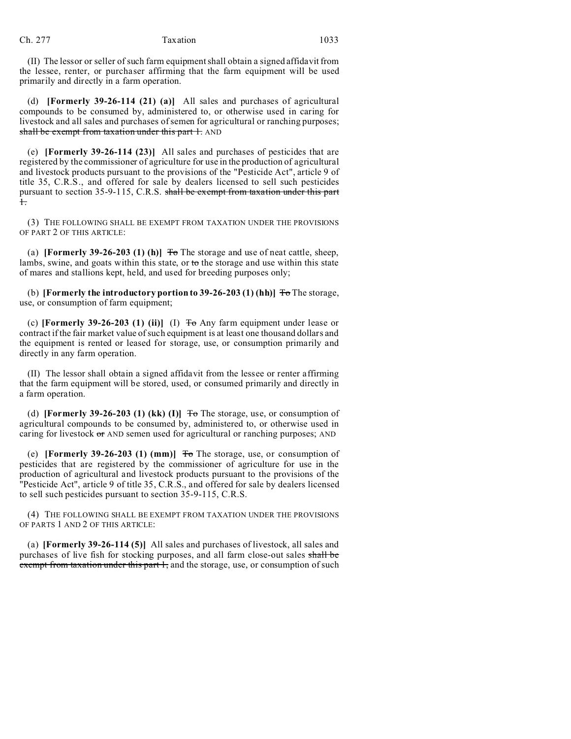(II) The lessor or seller of such farm equipment shall obtain a signed affidavit from the lessee, renter, or purchaser affirming that the farm equipment will be used primarily and directly in a farm operation.

(d) **[Formerly 39-26-114 (21) (a)]** All sales and purchases of agricultural compounds to be consumed by, administered to, or otherwise used in caring for livestock and all sales and purchases of semen for agricultural or ranching purposes; ~~shall be exempt from taxation under this part 1.~~ AND

(e) **[Formerly 39-26-114 (23)]** All sales and purchases of pesticides that are registered by the commissioner of agriculture for use in the production of agricultural and livestock products pursuant to the provisions of the "Pesticide Act", article 9 of title 35, C.R.S., and offered for sale by dealers licensed to sell such pesticides pursuant to section 35-9-115, C.R.S. ~~shall be exempt from taxation under this part 1.~~

(3) THE FOLLOWING SHALL BE EXEMPT FROM TAXATION UNDER THE PROVISIONS OF PART 2 OF THIS ARTICLE:

(a) **[Formerly 39-26-203 (1) (h)]** ~~To~~ The storage and use of neat cattle, sheep, lambs, swine, and goats within this state, or ~~to~~ the storage and use within this state of mares and stallions kept, held, and used for breeding purposes only;

(b) **[Formerly the introductory portion to 39-26-203 (1) (hh)]** ~~To~~ The storage, use, or consumption of farm equipment;

(c) **[Formerly 39-26-203 (1) (ii)]** (I) ~~To~~ Any farm equipment under lease or contract if the fair market value of such equipment is at least one thousand dollars and the equipment is rented or leased for storage, use, or consumption primarily and directly in any farm operation.

(II) The lessor shall obtain a signed affidavit from the lessee or renter affirming that the farm equipment will be stored, used, or consumed primarily and directly in a farm operation.

(d) **[Formerly 39-26-203 (1) (kk) (I)]** ~~To~~ The storage, use, or consumption of agricultural compounds to be consumed by, administered to, or otherwise used in caring for livestock ~~or~~ AND semen used for agricultural or ranching purposes; AND

(e) **[Formerly 39-26-203 (1) (mm)]** ~~To~~ The storage, use, or consumption of pesticides that are registered by the commissioner of agriculture for use in the production of agricultural and livestock products pursuant to the provisions of the "Pesticide Act", article 9 of title 35, C.R.S., and offered for sale by dealers licensed to sell such pesticides pursuant to section 35-9-115, C.R.S.

(4) THE FOLLOWING SHALL BE EXEMPT FROM TAXATION UNDER THE PROVISIONS OF PARTS 1 AND 2 OF THIS ARTICLE:

(a) **[Formerly 39-26-114 (5)]** All sales and purchases of livestock, all sales and purchases of live fish for stocking purposes, and all farm close-out sales ~~shall be exempt from taxation under this part 1,~~ and the storage, use, or consumption of such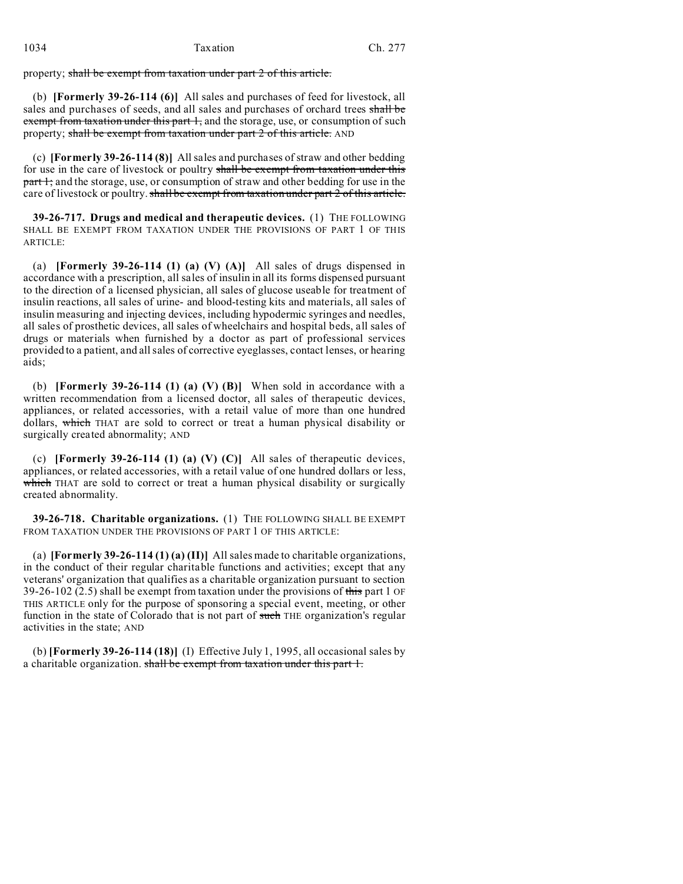property; shall be exempt from taxation under part 2 of this article.

(b) **[Formerly 39-26-114 (6)]** All sales and purchases of feed for livestock, all sales and purchases of seeds, and all sales and purchases of orchard trees shall be exempt from taxation under this part 1, and the storage, use, or consumption of such property; shall be exempt from taxation under part 2 of this article. AND

(c) **[Formerly 39-26-114 (8)]** All sales and purchases of straw and other bedding for use in the care of livestock or poultry shall be exempt from taxation under this part 1; and the storage, use, or consumption of straw and other bedding for use in the care of livestock or poultry. shall be exempt from taxation under part 2 of this article.

**39-26-717. Drugs and medical and therapeutic devices.** (1) THE FOLLOWING SHALL BE EXEMPT FROM TAXATION UNDER THE PROVISIONS OF PART 1 OF THIS ARTICLE:

(a) **[Formerly 39-26-114 (1) (a) (V) (A)]** All sales of drugs dispensed in accordance with a prescription, all sales of insulin in all its forms dispensed pursuant to the direction of a licensed physician, all sales of glucose useable for treatment of insulin reactions, all sales of urine- and blood-testing kits and materials, all sales of insulin measuring and injecting devices, including hypodermic syringes and needles, all sales of prosthetic devices, all sales of wheelchairs and hospital beds, all sales of drugs or materials when furnished by a doctor as part of professional services provided to a patient, and all sales of corrective eyeglasses, contact lenses, or hearing aids;

(b) **[Formerly 39-26-114 (1) (a) (V) (B)]** When sold in accordance with a written recommendation from a licensed doctor, all sales of therapeutic devices, appliances, or related accessories, with a retail value of more than one hundred dollars, which THAT are sold to correct or treat a human physical disability or surgically created abnormality; AND

(c) **[Formerly 39-26-114 (1) (a) (V) (C)]** All sales of therapeutic devices, appliances, or related accessories, with a retail value of one hundred dollars or less, which THAT are sold to correct or treat a human physical disability or surgically created abnormality.

**39-26-718. Charitable organizations.** (1) THE FOLLOWING SHALL BE EXEMPT FROM TAXATION UNDER THE PROVISIONS OF PART 1 OF THIS ARTICLE:

(a) **[Formerly 39-26-114 (1) (a) (II)]** All sales made to charitable organizations, in the conduct of their regular charitable functions and activities; except that any veterans' organization that qualifies as a charitable organization pursuant to section 39-26-102 (2.5) shall be exempt from taxation under the provisions of this part 1 OF THIS ARTICLE only for the purpose of sponsoring a special event, meeting, or other function in the state of Colorado that is not part of such THE organization's regular activities in the state; AND

(b) **[Formerly 39-26-114 (18)]** (I) Effective July 1, 1995, all occasional sales by a charitable organization. shall be exempt from taxation under this part 1.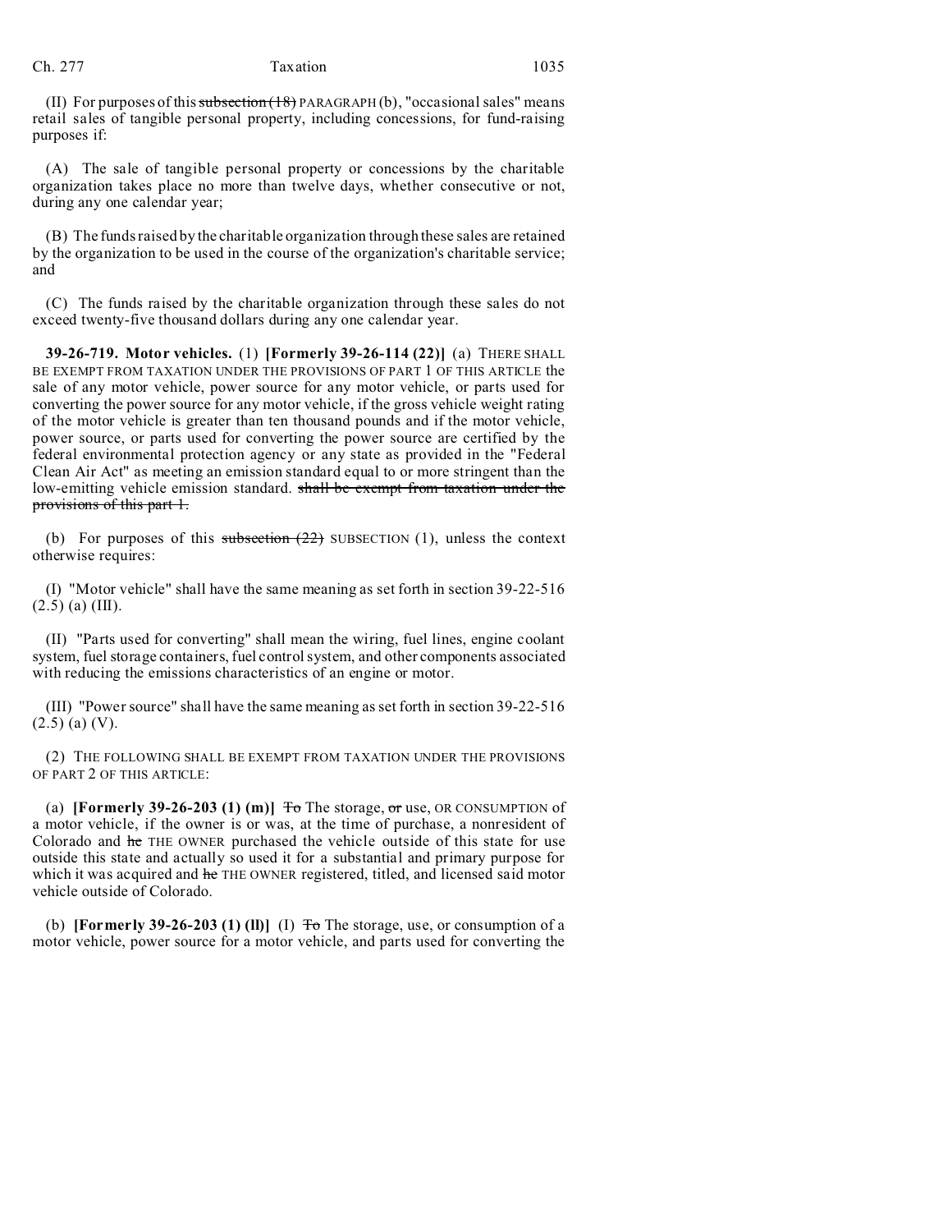(II) For purposes of this ~~subsection (18)~~ PARAGRAPH (b), "occasional sales" means retail sales of tangible personal property, including concessions, for fund-raising purposes if:

(A) The sale of tangible personal property or concessions by the charitable organization takes place no more than twelve days, whether consecutive or not, during any one calendar year;

(B) The funds raised by the charitable organization through these sales are retained by the organization to be used in the course of the organization's charitable service; and

(C) The funds raised by the charitable organization through these sales do not exceed twenty-five thousand dollars during any one calendar year.

**39-26-719. Motor vehicles.** (1) **[Formerly 39-26-114 (22)]** (a) THERE SHALL BE EXEMPT FROM TAXATION UNDER THE PROVISIONS OF PART 1 OF THIS ARTICLE the sale of any motor vehicle, power source for any motor vehicle, or parts used for converting the power source for any motor vehicle, if the gross vehicle weight rating of the motor vehicle is greater than ten thousand pounds and if the motor vehicle, power source, or parts used for converting the power source are certified by the federal environmental protection agency or any state as provided in the "Federal Clean Air Act" as meeting an emission standard equal to or more stringent than the low-emitting vehicle emission standard. ~~shall be exempt from taxation under the provisions of this part 1.~~

(b) For purposes of this ~~subsection (22)~~ SUBSECTION (1), unless the context otherwise requires:

(I) "Motor vehicle" shall have the same meaning as set forth in section 39-22-516 (2.5) (a) (III).

(II) "Parts used for converting" shall mean the wiring, fuel lines, engine coolant system, fuel storage containers, fuel control system, and other components associated with reducing the emissions characteristics of an engine or motor.

(III) "Power source" shall have the same meaning as set forth in section 39-22-516 (2.5) (a) (V).

(2) THE FOLLOWING SHALL BE EXEMPT FROM TAXATION UNDER THE PROVISIONS OF PART 2 OF THIS ARTICLE:

(a) **[Formerly 39-26-203 (1) (m)]** ~~To~~ The storage, ~~or~~ use, OR CONSUMPTION of a motor vehicle, if the owner is or was, at the time of purchase, a nonresident of Colorado and ~~he~~ THE OWNER purchased the vehicle outside of this state for use outside this state and actually so used it for a substantial and primary purpose for which it was acquired and ~~he~~ THE OWNER registered, titled, and licensed said motor vehicle outside of Colorado.

(b) **[Formerly 39-26-203 (1) (ll)]** (I) ~~To~~ The storage, use, or consumption of a motor vehicle, power source for a motor vehicle, and parts used for converting the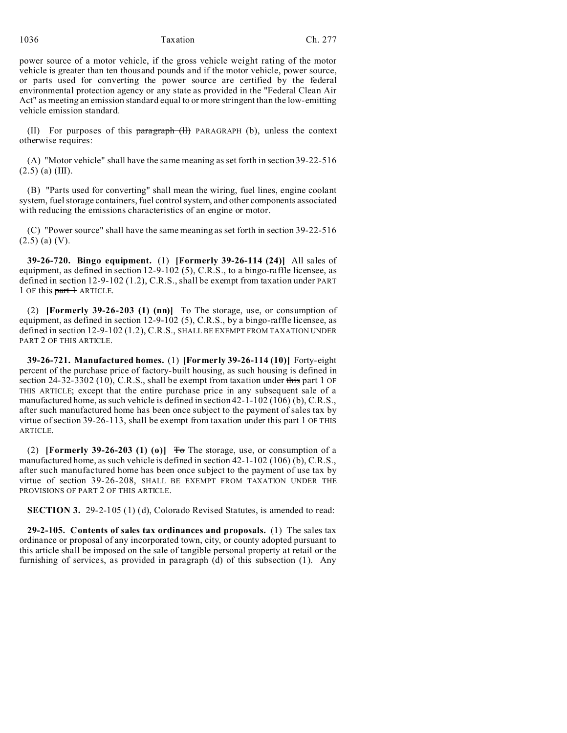power source of a motor vehicle, if the gross vehicle weight rating of the motor vehicle is greater than ten thousand pounds and if the motor vehicle, power source, or parts used for converting the power source are certified by the federal environmental protection agency or any state as provided in the "Federal Clean Air Act" as meeting an emission standard equal to or more stringent than the low-emitting vehicle emission standard.

(II) For purposes of this ~~paragraph (ll)~~ PARAGRAPH (b), unless the context otherwise requires:

(A) "Motor vehicle" shall have the same meaning as set forth in section 39-22-516 (2.5) (a) (III).

(B) "Parts used for converting" shall mean the wiring, fuel lines, engine coolant system, fuel storage containers, fuel control system, and other components associated with reducing the emissions characteristics of an engine or motor.

(C) "Power source" shall have the same meaning as set forth in section 39-22-516 (2.5) (a) (V).

**39-26-720. Bingo equipment.** (1) **[Formerly 39-26-114 (24)]** All sales of equipment, as defined in section 12-9-102 (5), C.R.S., to a bingo-raffle licensee, as defined in section 12-9-102 (1.2), C.R.S., shall be exempt from taxation under PART 1 OF this ~~part 1~~ ARTICLE.

(2) **[Formerly 39-26-203 (1) (nn)]** ~~To~~ The storage, use, or consumption of equipment, as defined in section 12-9-102 (5), C.R.S., by a bingo-raffle licensee, as defined in section 12-9-102 (1.2), C.R.S., SHALL BE EXEMPT FROM TAXATION UNDER PART 2 OF THIS ARTICLE.

**39-26-721. Manufactured homes.** (1) **[Formerly 39-26-114 (10)]** Forty-eight percent of the purchase price of factory-built housing, as such housing is defined in section 24-32-3302 (10), C.R.S., shall be exempt from taxation under ~~this~~ part 1 OF THIS ARTICLE; except that the entire purchase price in any subsequent sale of a manufactured home, as such vehicle is defined in section 42-1-102 (106) (b), C.R.S., after such manufactured home has been once subject to the payment of sales tax by virtue of section 39-26-113, shall be exempt from taxation under ~~this~~ part 1 OF THIS ARTICLE.

(2) **[Formerly 39-26-203 (1) (o)]** ~~To~~ The storage, use, or consumption of a manufactured home, as such vehicle is defined in section 42-1-102 (106) (b), C.R.S., after such manufactured home has been once subject to the payment of use tax by virtue of section 39-26-208, SHALL BE EXEMPT FROM TAXATION UNDER THE PROVISIONS OF PART 2 OF THIS ARTICLE.

**SECTION 3.** 29-2-105 (1) (d), Colorado Revised Statutes, is amended to read:

**29-2-105. Contents of sales tax ordinances and proposals.** (1) The sales tax ordinance or proposal of any incorporated town, city, or county adopted pursuant to this article shall be imposed on the sale of tangible personal property at retail or the furnishing of services, as provided in paragraph (d) of this subsection (1). Any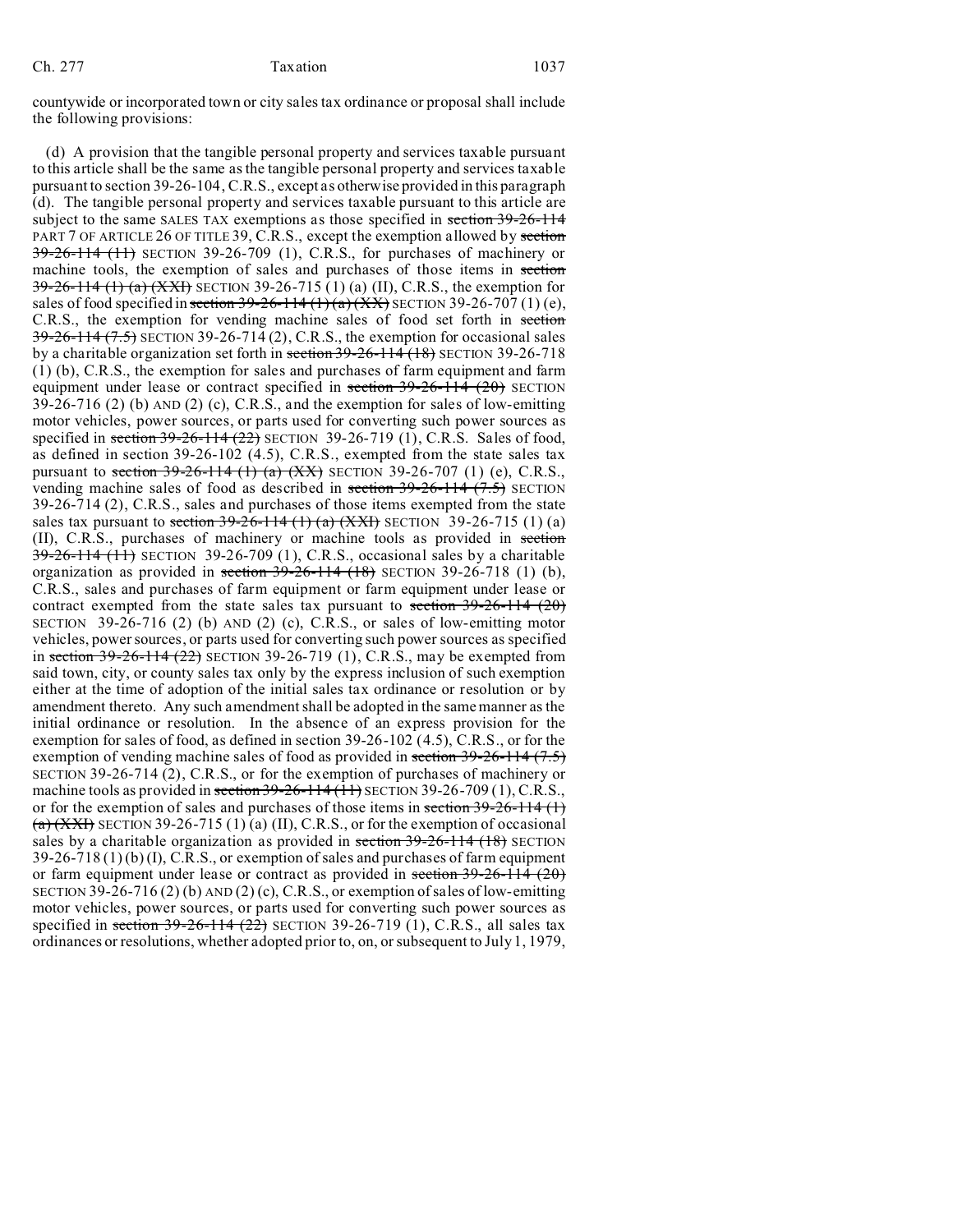countywide or incorporated town or city sales tax ordinance or proposal shall include the following provisions:

(d) A provision that the tangible personal property and services taxable pursuant to this article shall be the same as the tangible personal property and services taxable pursuant to section 39-26-104, C.R.S., except as otherwise provided in this paragraph (d). The tangible personal property and services taxable pursuant to this article are subject to the same SALES TAX exemptions as those specified in ~~section 39-26-114~~ PART 7 OF ARTICLE 26 OF TITLE 39, C.R.S., except the exemption allowed by ~~section 39-26-114 (11)~~ SECTION 39-26-709 (1), C.R.S., for purchases of machinery or machine tools, the exemption of sales and purchases of those items in ~~section 39-26-114 (1) (a) (XXI)~~ SECTION 39-26-715 (1) (a) (II), C.R.S., the exemption for sales of food specified in ~~section 39-26-114 (1) (a) (XX)~~ SECTION 39-26-707 (1) (e), C.R.S., the exemption for vending machine sales of food set forth in ~~section 39-26-114 (7.5)~~ SECTION 39-26-714 (2), C.R.S., the exemption for occasional sales by a charitable organization set forth in ~~section 39-26-114 (18)~~ SECTION 39-26-718 (1) (b), C.R.S., the exemption for sales and purchases of farm equipment and farm equipment under lease or contract specified in ~~section 39-26-114 (20)~~ SECTION 39-26-716 (2) (b) AND (2) (c), C.R.S., and the exemption for sales of low-emitting motor vehicles, power sources, or parts used for converting such power sources as specified in ~~section 39-26-114 (22)~~ SECTION 39-26-719 (1), C.R.S. Sales of food, as defined in section 39-26-102 (4.5), C.R.S., exempted from the state sales tax pursuant to ~~section 39-26-114 (1) (a) (XX)~~ SECTION 39-26-707 (1) (e), C.R.S., vending machine sales of food as described in ~~section 39-26-114 (7.5)~~ SECTION 39-26-714 (2), C.R.S., sales and purchases of those items exempted from the state sales tax pursuant to ~~section 39-26-114 (1) (a) (XXI)~~ SECTION 39-26-715 (1) (a) (II), C.R.S., purchases of machinery or machine tools as provided in ~~section 39-26-114 (11)~~ SECTION 39-26-709 (1), C.R.S., occasional sales by a charitable organization as provided in ~~section 39-26-114 (18)~~ SECTION 39-26-718 (1) (b), C.R.S., sales and purchases of farm equipment or farm equipment under lease or contract exempted from the state sales tax pursuant to ~~section 39-26-114 (20)~~ SECTION 39-26-716 (2) (b) AND (2) (c), C.R.S., or sales of low-emitting motor vehicles, power sources, or parts used for converting such power sources as specified in ~~section 39-26-114 (22)~~ SECTION 39-26-719 (1), C.R.S., may be exempted from said town, city, or county sales tax only by the express inclusion of such exemption either at the time of adoption of the initial sales tax ordinance or resolution or by amendment thereto. Any such amendment shall be adopted in the same manner as the initial ordinance or resolution. In the absence of an express provision for the exemption for sales of food, as defined in section 39-26-102 (4.5), C.R.S., or for the exemption of vending machine sales of food as provided in ~~section 39-26-114 (7.5)~~ SECTION 39-26-714 (2), C.R.S., or for the exemption of purchases of machinery or machine tools as provided in ~~section 39-26-114 (11)~~ SECTION 39-26-709 (1), C.R.S., or for the exemption of sales and purchases of those items in ~~section 39-26-114 (1) (a) (XXI)~~ SECTION 39-26-715 (1) (a) (II), C.R.S., or for the exemption of occasional sales by a charitable organization as provided in ~~section 39-26-114 (18)~~ SECTION 39-26-718 (1) (b) (I), C.R.S., or exemption of sales and purchases of farm equipment or farm equipment under lease or contract as provided in ~~section 39-26-114 (20)~~ SECTION 39-26-716 (2) (b) AND (2) (c), C.R.S., or exemption of sales of low-emitting motor vehicles, power sources, or parts used for converting such power sources as specified in ~~section 39-26-114 (22)~~ SECTION 39-26-719 (1), C.R.S., all sales tax ordinances or resolutions, whether adopted prior to, on, or subsequent to July 1, 1979,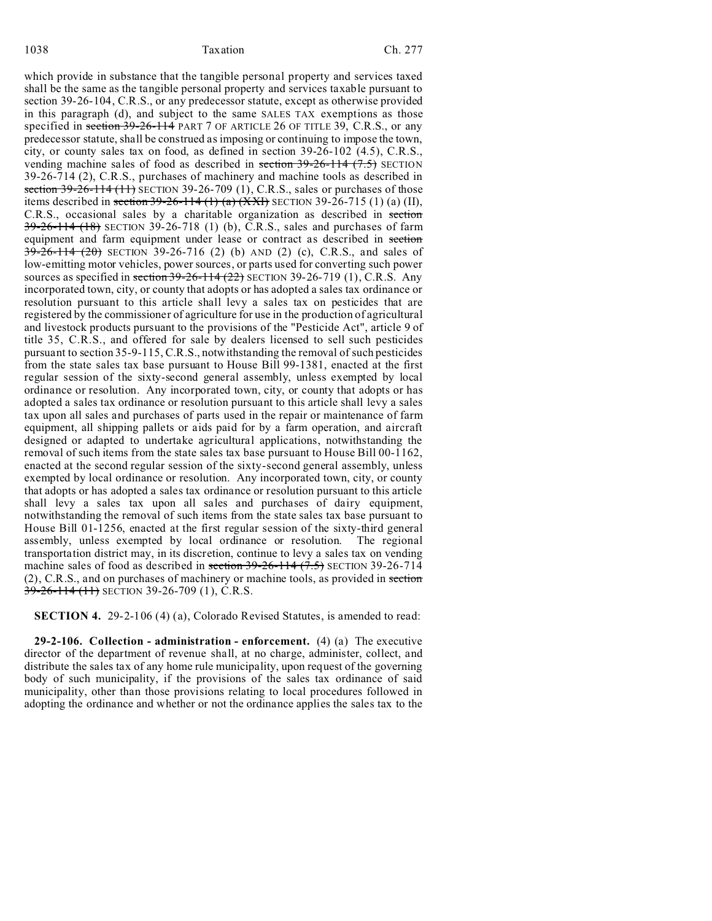which provide in substance that the tangible personal property and services taxed shall be the same as the tangible personal property and services taxable pursuant to section 39-26-104, C.R.S., or any predecessor statute, except as otherwise provided in this paragraph (d), and subject to the same SALES TAX exemptions as those specified in ~~section 39-26-114~~ PART 7 OF ARTICLE 26 OF TITLE 39, C.R.S., or any predecessor statute, shall be construed as imposing or continuing to impose the town, city, or county sales tax on food, as defined in section 39-26-102 (4.5), C.R.S., vending machine sales of food as described in ~~section 39-26-114 (7.5)~~ SECTION 39-26-714 (2), C.R.S., purchases of machinery and machine tools as described in ~~section 39-26-114 (11)~~ SECTION 39-26-709 (1), C.R.S., sales or purchases of those items described in ~~section 39-26-114 (1) (a) (XXI)~~ SECTION 39-26-715 (1) (a) (II), C.R.S., occasional sales by a charitable organization as described in ~~section 39-26-114 (18)~~ SECTION 39-26-718 (1) (b), C.R.S., sales and purchases of farm equipment and farm equipment under lease or contract as described in ~~section 39-26-114 (20)~~ SECTION 39-26-716 (2) (b) AND (2) (c), C.R.S., and sales of low-emitting motor vehicles, power sources, or parts used for converting such power sources as specified in ~~section 39-26-114 (22)~~ SECTION 39-26-719 (1), C.R.S. Any incorporated town, city, or county that adopts or has adopted a sales tax ordinance or resolution pursuant to this article shall levy a sales tax on pesticides that are registered by the commissioner of agriculture for use in the production of agricultural and livestock products pursuant to the provisions of the "Pesticide Act", article 9 of title 35, C.R.S., and offered for sale by dealers licensed to sell such pesticides pursuant to section 35-9-115, C.R.S., notwithstanding the removal of such pesticides from the state sales tax base pursuant to House Bill 99-1381, enacted at the first regular session of the sixty-second general assembly, unless exempted by local ordinance or resolution. Any incorporated town, city, or county that adopts or has adopted a sales tax ordinance or resolution pursuant to this article shall levy a sales tax upon all sales and purchases of parts used in the repair or maintenance of farm equipment, all shipping pallets or aids paid for by a farm operation, and aircraft designed or adapted to undertake agricultural applications, notwithstanding the removal of such items from the state sales tax base pursuant to House Bill 00-1162, enacted at the second regular session of the sixty-second general assembly, unless exempted by local ordinance or resolution. Any incorporated town, city, or county that adopts or has adopted a sales tax ordinance or resolution pursuant to this article shall levy a sales tax upon all sales and purchases of dairy equipment, notwithstanding the removal of such items from the state sales tax base pursuant to House Bill 01-1256, enacted at the first regular session of the sixty-third general assembly, unless exempted by local ordinance or resolution. The regional transportation district may, in its discretion, continue to levy a sales tax on vending machine sales of food as described in ~~section 39-26-114 (7.5)~~ SECTION 39-26-714 (2), C.R.S., and on purchases of machinery or machine tools, as provided in ~~section 39-26-114 (11)~~ SECTION 39-26-709 (1), C.R.S.

**SECTION 4.** 29-2-106 (4) (a), Colorado Revised Statutes, is amended to read:

**29-2-106. Collection - administration - enforcement.** (4) (a) The executive director of the department of revenue shall, at no charge, administer, collect, and distribute the sales tax of any home rule municipality, upon request of the governing body of such municipality, if the provisions of the sales tax ordinance of said municipality, other than those provisions relating to local procedures followed in adopting the ordinance and whether or not the ordinance applies the sales tax to the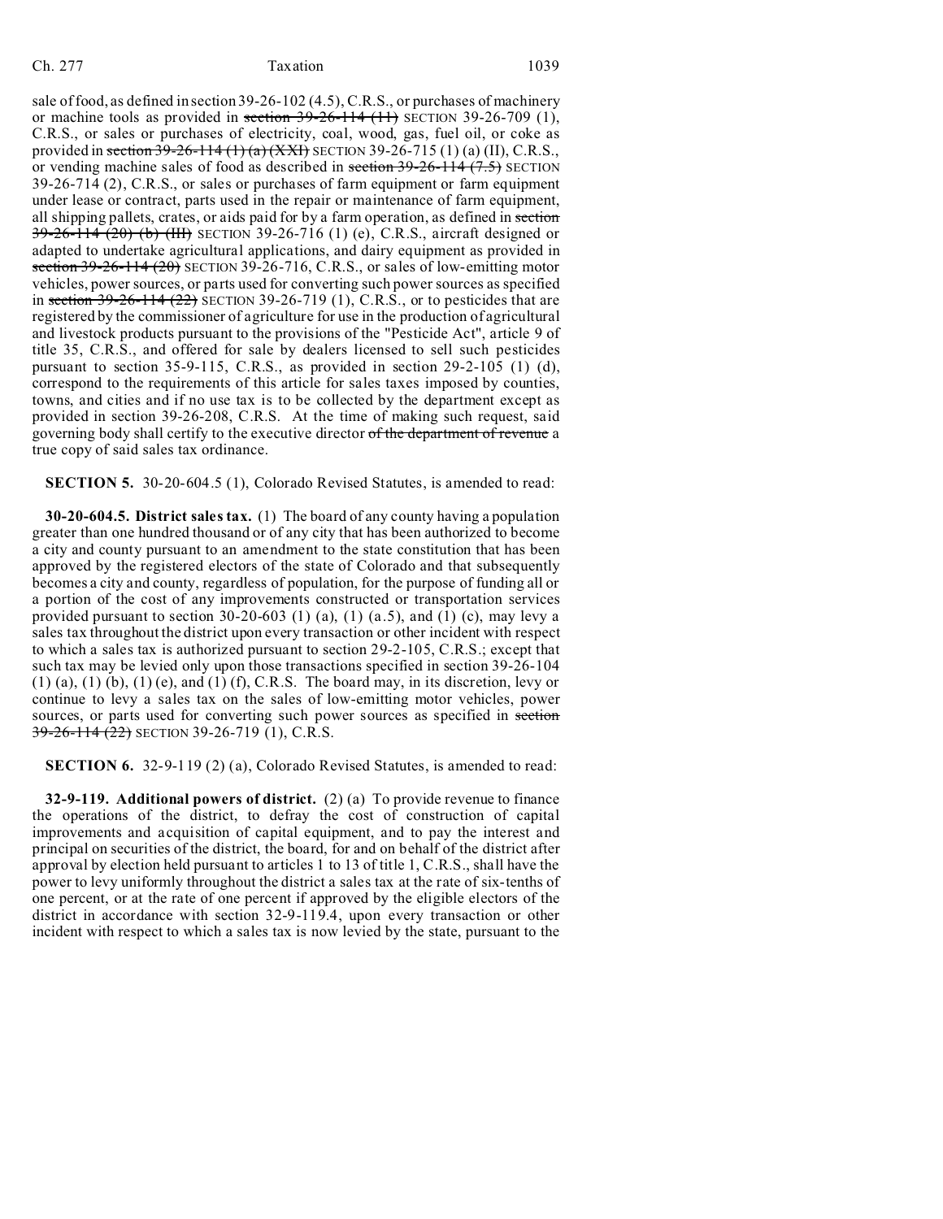sale of food, as defined in section 39-26-102 (4.5), C.R.S., or purchases of machinery or machine tools as provided in ~~section 39-26-114 (11)~~ SECTION 39-26-709 (1), C.R.S., or sales or purchases of electricity, coal, wood, gas, fuel oil, or coke as provided in ~~section 39-26-114 (1) (a) (XXI)~~ SECTION 39-26-715 (1) (a) (II), C.R.S., or vending machine sales of food as described in ~~section 39-26-114 (7.5)~~ SECTION 39-26-714 (2), C.R.S., or sales or purchases of farm equipment or farm equipment under lease or contract, parts used in the repair or maintenance of farm equipment, all shipping pallets, crates, or aids paid for by a farm operation, as defined in ~~section 39-26-114 (20) (b) (III)~~ SECTION 39-26-716 (1) (e), C.R.S., aircraft designed or adapted to undertake agricultural applications, and dairy equipment as provided in ~~section 39-26-114 (20)~~ SECTION 39-26-716, C.R.S., or sales of low-emitting motor vehicles, power sources, or parts used for converting such power sources as specified in ~~section 39-26-114 (22)~~ SECTION 39-26-719 (1), C.R.S., or to pesticides that are registered by the commissioner of agriculture for use in the production of agricultural and livestock products pursuant to the provisions of the "Pesticide Act", article 9 of title 35, C.R.S., and offered for sale by dealers licensed to sell such pesticides pursuant to section 35-9-115, C.R.S., as provided in section 29-2-105 (1) (d), correspond to the requirements of this article for sales taxes imposed by counties, towns, and cities and if no use tax is to be collected by the department except as provided in section 39-26-208, C.R.S. At the time of making such request, said governing body shall certify to the executive director ~~of the department of revenue~~ a true copy of said sales tax ordinance.

**SECTION 5.** 30-20-604.5 (1), Colorado Revised Statutes, is amended to read:

**30-20-604.5. District sales tax.** (1) The board of any county having a population greater than one hundred thousand or of any city that has been authorized to become a city and county pursuant to an amendment to the state constitution that has been approved by the registered electors of the state of Colorado and that subsequently becomes a city and county, regardless of population, for the purpose of funding all or a portion of the cost of any improvements constructed or transportation services provided pursuant to section 30-20-603 (1) (a), (1) (a.5), and (1) (c), may levy a sales tax throughout the district upon every transaction or other incident with respect to which a sales tax is authorized pursuant to section 29-2-105, C.R.S.; except that such tax may be levied only upon those transactions specified in section 39-26-104 (1) (a), (1) (b), (1) (e), and (1) (f), C.R.S. The board may, in its discretion, levy or continue to levy a sales tax on the sales of low-emitting motor vehicles, power sources, or parts used for converting such power sources as specified in ~~section 39-26-114 (22)~~ SECTION 39-26-719 (1), C.R.S.

**SECTION 6.** 32-9-119 (2) (a), Colorado Revised Statutes, is amended to read:

**32-9-119. Additional powers of district.** (2) (a) To provide revenue to finance the operations of the district, to defray the cost of construction of capital improvements and acquisition of capital equipment, and to pay the interest and principal on securities of the district, the board, for and on behalf of the district after approval by election held pursuant to articles 1 to 13 of title 1, C.R.S., shall have the power to levy uniformly throughout the district a sales tax at the rate of six-tenths of one percent, or at the rate of one percent if approved by the eligible electors of the district in accordance with section 32-9-119.4, upon every transaction or other incident with respect to which a sales tax is now levied by the state, pursuant to the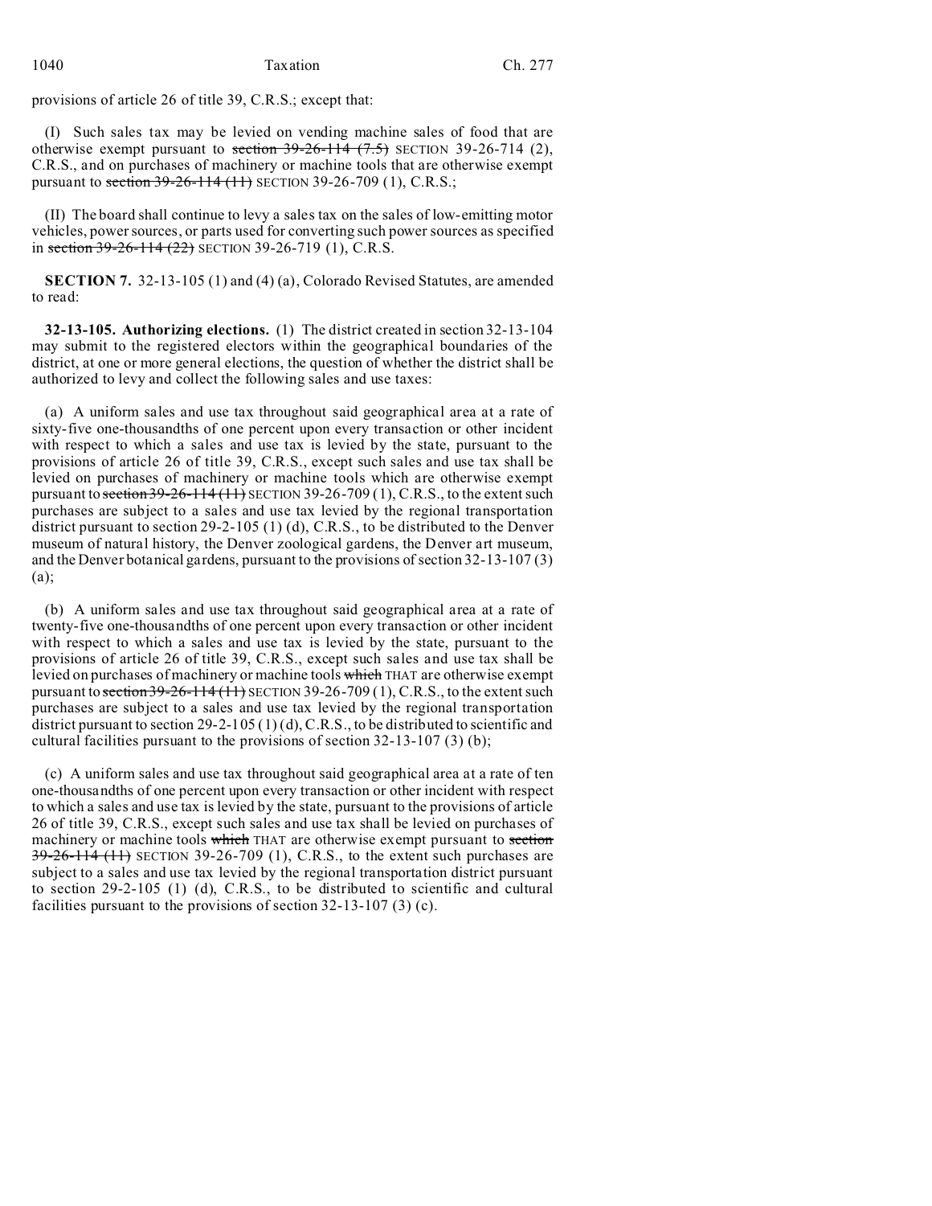provisions of article 26 of title 39, C.R.S.; except that:

(I) Such sales tax may be levied on vending machine sales of food that are otherwise exempt pursuant to ~~section 39-26-114 (7.5)~~ SECTION 39-26-714 (2), C.R.S., and on purchases of machinery or machine tools that are otherwise exempt pursuant to ~~section 39-26-114 (11)~~ SECTION 39-26-709 (1), C.R.S.;

(II) The board shall continue to levy a sales tax on the sales of low-emitting motor vehicles, power sources, or parts used for converting such power sources as specified in ~~section 39-26-114 (22)~~ SECTION 39-26-719 (1), C.R.S.

**SECTION 7.** 32-13-105 (1) and (4) (a), Colorado Revised Statutes, are amended to read:

**32-13-105. Authorizing elections.** (1) The district created in section 32-13-104 may submit to the registered electors within the geographical boundaries of the district, at one or more general elections, the question of whether the district shall be authorized to levy and collect the following sales and use taxes:

(a) A uniform sales and use tax throughout said geographical area at a rate of sixty-five one-thousandths of one percent upon every transaction or other incident with respect to which a sales and use tax is levied by the state, pursuant to the provisions of article 26 of title 39, C.R.S., except such sales and use tax shall be levied on purchases of machinery or machine tools which are otherwise exempt pursuant to ~~section 39-26-114 (11)~~ SECTION 39-26-709 (1), C.R.S., to the extent such purchases are subject to a sales and use tax levied by the regional transportation district pursuant to section 29-2-105 (1) (d), C.R.S., to be distributed to the Denver museum of natural history, the Denver zoological gardens, the Denver art museum, and the Denver botanical gardens, pursuant to the provisions of section 32-13-107 (3) (a);

(b) A uniform sales and use tax throughout said geographical area at a rate of twenty-five one-thousandths of one percent upon every transaction or other incident with respect to which a sales and use tax is levied by the state, pursuant to the provisions of article 26 of title 39, C.R.S., except such sales and use tax shall be levied on purchases of machinery or machine tools ~~which~~ THAT are otherwise exempt pursuant to ~~section 39-26-114 (11)~~ SECTION 39-26-709 (1), C.R.S., to the extent such purchases are subject to a sales and use tax levied by the regional transportation district pursuant to section 29-2-105 (1) (d), C.R.S., to be distributed to scientific and cultural facilities pursuant to the provisions of section 32-13-107 (3) (b);

(c) A uniform sales and use tax throughout said geographical area at a rate of ten one-thousandths of one percent upon every transaction or other incident with respect to which a sales and use tax is levied by the state, pursuant to the provisions of article 26 of title 39, C.R.S., except such sales and use tax shall be levied on purchases of machinery or machine tools ~~which~~ THAT are otherwise exempt pursuant to ~~section 39-26-114 (11)~~ SECTION 39-26-709 (1), C.R.S., to the extent such purchases are subject to a sales and use tax levied by the regional transportation district pursuant to section 29-2-105 (1) (d), C.R.S., to be distributed to scientific and cultural facilities pursuant to the provisions of section 32-13-107 (3) (c).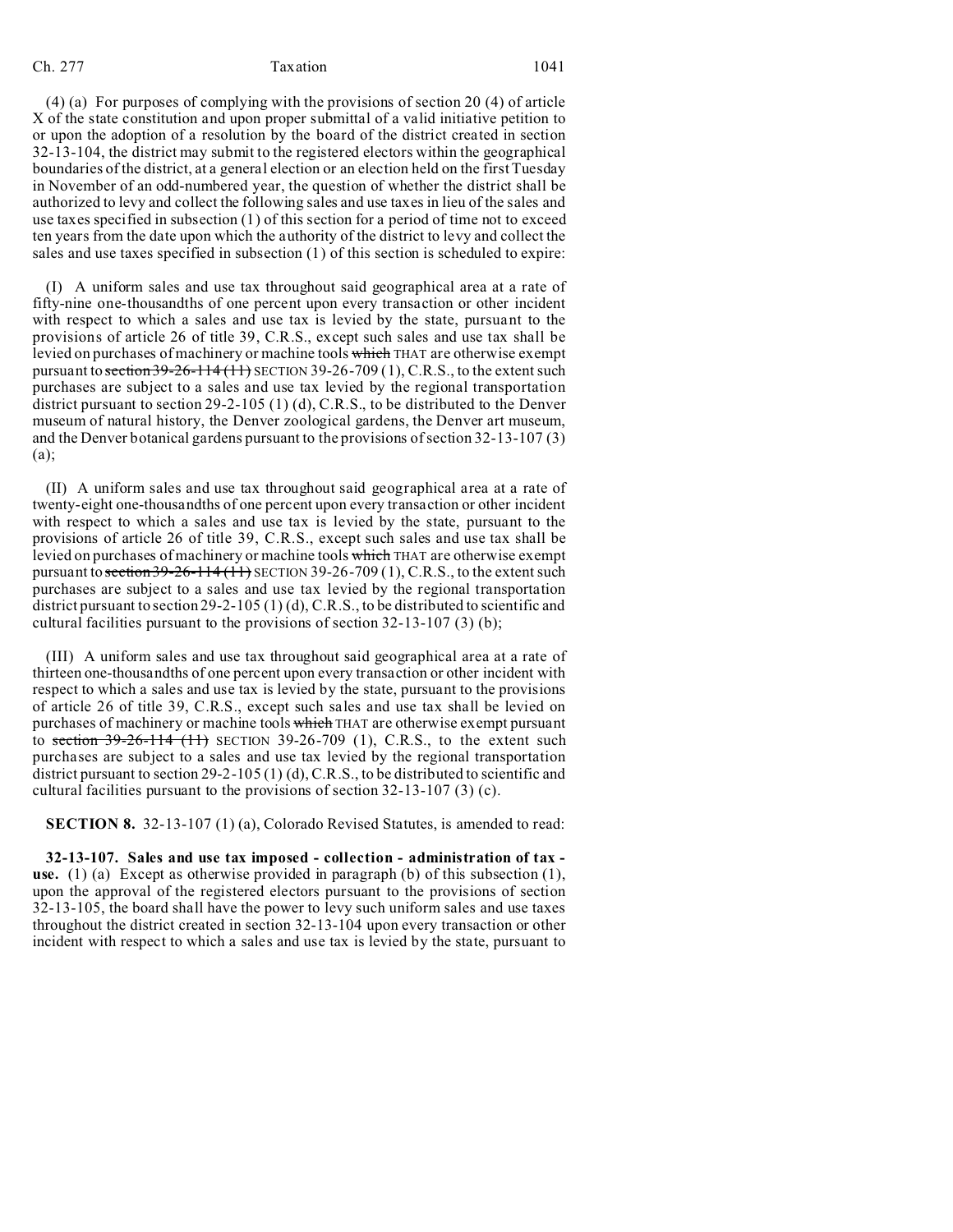(4) (a) For purposes of complying with the provisions of section 20 (4) of article X of the state constitution and upon proper submittal of a valid initiative petition to or upon the adoption of a resolution by the board of the district created in section 32-13-104, the district may submit to the registered electors within the geographical boundaries of the district, at a general election or an election held on the first Tuesday in November of an odd-numbered year, the question of whether the district shall be authorized to levy and collect the following sales and use taxes in lieu of the sales and use taxes specified in subsection (1) of this section for a period of time not to exceed ten years from the date upon which the authority of the district to levy and collect the sales and use taxes specified in subsection (1) of this section is scheduled to expire:

(I) A uniform sales and use tax throughout said geographical area at a rate of fifty-nine one-thousandths of one percent upon every transaction or other incident with respect to which a sales and use tax is levied by the state, pursuant to the provisions of article 26 of title 39, C.R.S., except such sales and use tax shall be levied on purchases of machinery or machine tools ~~which~~ THAT are otherwise exempt pursuant to ~~section 39-26-114 (11)~~ SECTION 39-26-709 (1), C.R.S., to the extent such purchases are subject to a sales and use tax levied by the regional transportation district pursuant to section 29-2-105 (1) (d), C.R.S., to be distributed to the Denver museum of natural history, the Denver zoological gardens, the Denver art museum, and the Denver botanical gardens pursuant to the provisions of section 32-13-107 (3) (a);

(II) A uniform sales and use tax throughout said geographical area at a rate of twenty-eight one-thousandths of one percent upon every transaction or other incident with respect to which a sales and use tax is levied by the state, pursuant to the provisions of article 26 of title 39, C.R.S., except such sales and use tax shall be levied on purchases of machinery or machine tools ~~which~~ THAT are otherwise exempt pursuant to ~~section 39-26-114 (11)~~ SECTION 39-26-709 (1), C.R.S., to the extent such purchases are subject to a sales and use tax levied by the regional transportation district pursuant to section 29-2-105 (1) (d), C.R.S., to be distributed to scientific and cultural facilities pursuant to the provisions of section 32-13-107 (3) (b);

(III) A uniform sales and use tax throughout said geographical area at a rate of thirteen one-thousandths of one percent upon every transaction or other incident with respect to which a sales and use tax is levied by the state, pursuant to the provisions of article 26 of title 39, C.R.S., except such sales and use tax shall be levied on purchases of machinery or machine tools ~~which~~ THAT are otherwise exempt pursuant to ~~section 39-26-114 (11)~~ SECTION 39-26-709 (1), C.R.S., to the extent such purchases are subject to a sales and use tax levied by the regional transportation district pursuant to section 29-2-105 (1) (d), C.R.S., to be distributed to scientific and cultural facilities pursuant to the provisions of section 32-13-107 (3) (c).

**SECTION 8.** 32-13-107 (1) (a), Colorado Revised Statutes, is amended to read:

**32-13-107. Sales and use tax imposed - collection - administration of tax - use.** (1) (a) Except as otherwise provided in paragraph (b) of this subsection (1), upon the approval of the registered electors pursuant to the provisions of section 32-13-105, the board shall have the power to levy such uniform sales and use taxes throughout the district created in section 32-13-104 upon every transaction or other incident with respect to which a sales and use tax is levied by the state, pursuant to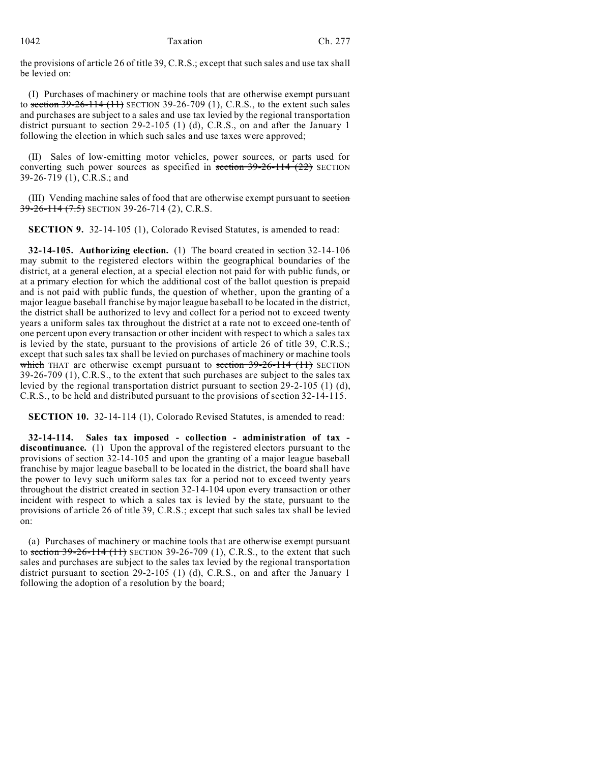the provisions of article 26 of title 39, C.R.S.; except that such sales and use tax shall be levied on:

(I) Purchases of machinery or machine tools that are otherwise exempt pursuant to ~~section 39-26-114 (11)~~ SECTION 39-26-709 (1), C.R.S., to the extent such sales and purchases are subject to a sales and use tax levied by the regional transportation district pursuant to section 29-2-105 (1) (d), C.R.S., on and after the January 1 following the election in which such sales and use taxes were approved;

(II) Sales of low-emitting motor vehicles, power sources, or parts used for converting such power sources as specified in ~~section 39-26-114 (22)~~ SECTION 39-26-719 (1), C.R.S.; and

(III) Vending machine sales of food that are otherwise exempt pursuant to ~~section 39-26-114 (7.5)~~ SECTION 39-26-714 (2), C.R.S.

**SECTION 9.** 32-14-105 (1), Colorado Revised Statutes, is amended to read:

**32-14-105. Authorizing election.** (1) The board created in section 32-14-106 may submit to the registered electors within the geographical boundaries of the district, at a general election, at a special election not paid for with public funds, or at a primary election for which the additional cost of the ballot question is prepaid and is not paid with public funds, the question of whether, upon the granting of a major league baseball franchise by major league baseball to be located in the district, the district shall be authorized to levy and collect for a period not to exceed twenty years a uniform sales tax throughout the district at a rate not to exceed one-tenth of one percent upon every transaction or other incident with respect to which a sales tax is levied by the state, pursuant to the provisions of article 26 of title 39, C.R.S.; except that such sales tax shall be levied on purchases of machinery or machine tools ~~which~~ THAT are otherwise exempt pursuant to ~~section 39-26-114 (11)~~ SECTION 39-26-709 (1), C.R.S., to the extent that such purchases are subject to the sales tax levied by the regional transportation district pursuant to section 29-2-105 (1) (d), C.R.S., to be held and distributed pursuant to the provisions of section 32-14-115.

**SECTION 10.** 32-14-114 (1), Colorado Revised Statutes, is amended to read:

**32-14-114. Sales tax imposed - collection - administration of tax - discontinuance.** (1) Upon the approval of the registered electors pursuant to the provisions of section 32-14-105 and upon the granting of a major league baseball franchise by major league baseball to be located in the district, the board shall have the power to levy such uniform sales tax for a period not to exceed twenty years throughout the district created in section 32-14-104 upon every transaction or other incident with respect to which a sales tax is levied by the state, pursuant to the provisions of article 26 of title 39, C.R.S.; except that such sales tax shall be levied on:

(a) Purchases of machinery or machine tools that are otherwise exempt pursuant to ~~section 39-26-114 (11)~~ SECTION 39-26-709 (1), C.R.S., to the extent that such sales and purchases are subject to the sales tax levied by the regional transportation district pursuant to section 29-2-105 (1) (d), C.R.S., on and after the January 1 following the adoption of a resolution by the board;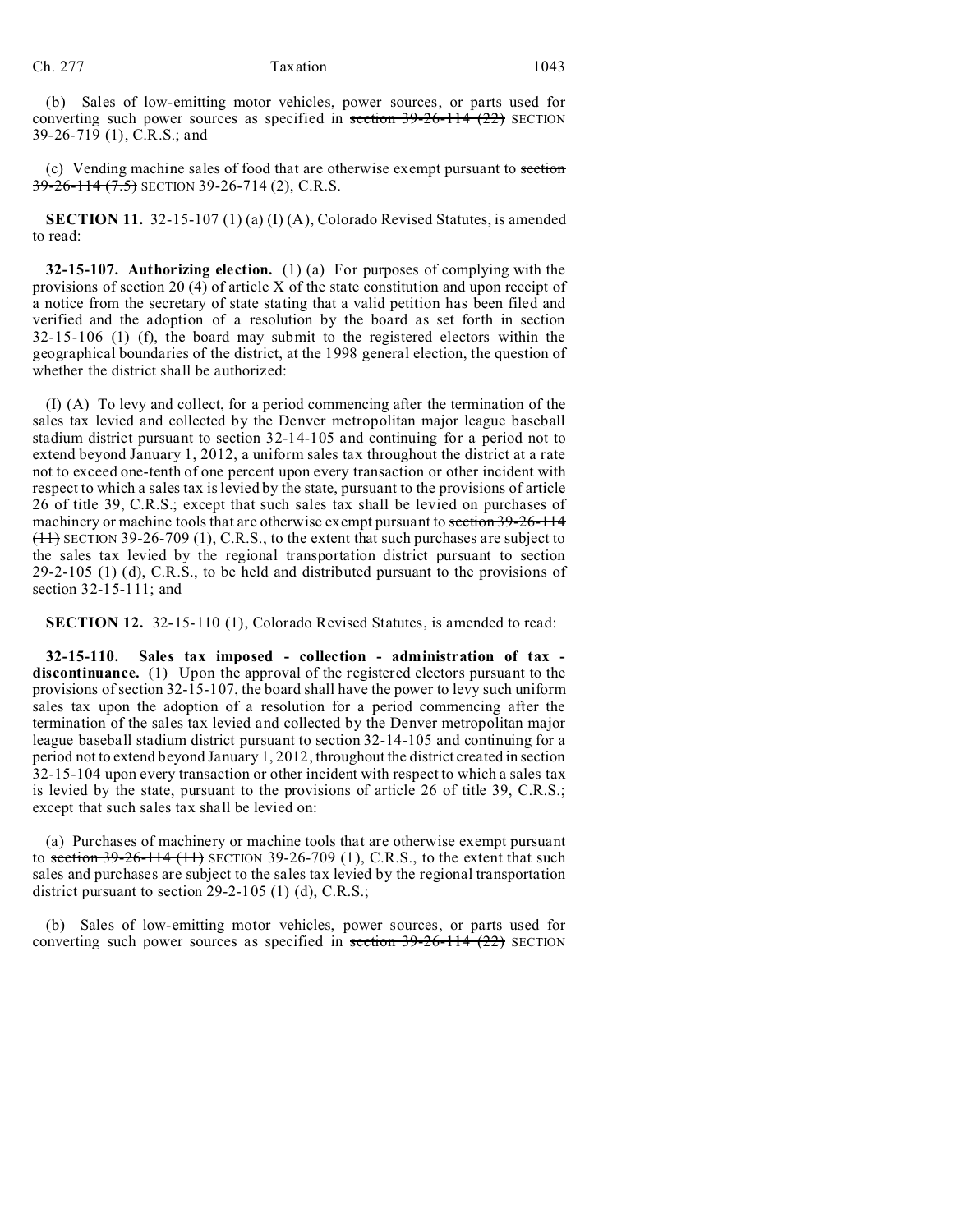(b) Sales of low-emitting motor vehicles, power sources, or parts used for converting such power sources as specified in ~~section 39-26-114 (22)~~ SECTION 39-26-719 (1), C.R.S.; and

(c) Vending machine sales of food that are otherwise exempt pursuant to ~~section 39-26-114 (7.5)~~ SECTION 39-26-714 (2), C.R.S.

**SECTION 11.** 32-15-107 (1) (a) (I) (A), Colorado Revised Statutes, is amended to read:

**32-15-107. Authorizing election.** (1) (a) For purposes of complying with the provisions of section 20 (4) of article X of the state constitution and upon receipt of a notice from the secretary of state stating that a valid petition has been filed and verified and the adoption of a resolution by the board as set forth in section 32-15-106 (1) (f), the board may submit to the registered electors within the geographical boundaries of the district, at the 1998 general election, the question of whether the district shall be authorized:

(I) (A) To levy and collect, for a period commencing after the termination of the sales tax levied and collected by the Denver metropolitan major league baseball stadium district pursuant to section 32-14-105 and continuing for a period not to extend beyond January 1, 2012, a uniform sales tax throughout the district at a rate not to exceed one-tenth of one percent upon every transaction or other incident with respect to which a sales tax is levied by the state, pursuant to the provisions of article 26 of title 39, C.R.S.; except that such sales tax shall be levied on purchases of machinery or machine tools that are otherwise exempt pursuant to ~~section 39-26-114 (11)~~ SECTION 39-26-709 (1), C.R.S., to the extent that such purchases are subject to the sales tax levied by the regional transportation district pursuant to section 29-2-105 (1) (d), C.R.S., to be held and distributed pursuant to the provisions of section 32-15-111; and

**SECTION 12.** 32-15-110 (1), Colorado Revised Statutes, is amended to read:

**32-15-110. Sales tax imposed - collection - administration of tax - discontinuance.** (1) Upon the approval of the registered electors pursuant to the provisions of section 32-15-107, the board shall have the power to levy such uniform sales tax upon the adoption of a resolution for a period commencing after the termination of the sales tax levied and collected by the Denver metropolitan major league baseball stadium district pursuant to section 32-14-105 and continuing for a period not to extend beyond January 1, 2012, throughout the district created in section 32-15-104 upon every transaction or other incident with respect to which a sales tax is levied by the state, pursuant to the provisions of article 26 of title 39, C.R.S.; except that such sales tax shall be levied on:

(a) Purchases of machinery or machine tools that are otherwise exempt pursuant to ~~section 39-26-114 (11)~~ SECTION 39-26-709 (1), C.R.S., to the extent that such sales and purchases are subject to the sales tax levied by the regional transportation district pursuant to section 29-2-105 (1) (d), C.R.S.;

(b) Sales of low-emitting motor vehicles, power sources, or parts used for converting such power sources as specified in ~~section 39-26-114 (22)~~ SECTION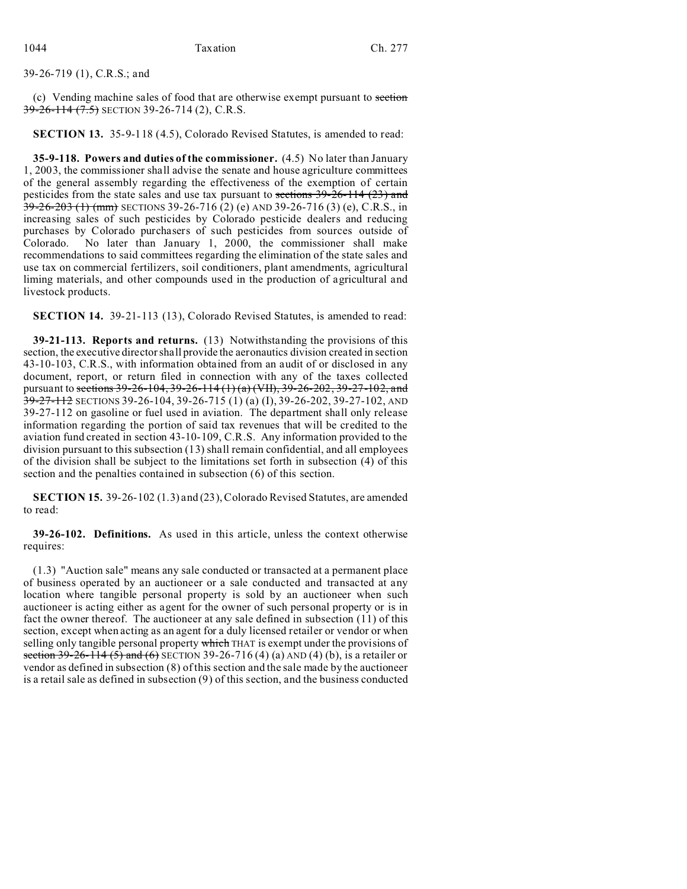39-26-719 (1), C.R.S.; and

(c) Vending machine sales of food that are otherwise exempt pursuant to ~~section 39-26-114 (7.5)~~ SECTION 39-26-714 (2), C.R.S.

**SECTION 13.** 35-9-118 (4.5), Colorado Revised Statutes, is amended to read:

**35-9-118. Powers and duties of the commissioner.** (4.5) No later than January 1, 2003, the commissioner shall advise the senate and house agriculture committees of the general assembly regarding the effectiveness of the exemption of certain pesticides from the state sales and use tax pursuant to ~~sections 39-26-114 (23) and 39-26-203 (1) (mm)~~ SECTIONS 39-26-716 (2) (e) AND 39-26-716 (3) (e), C.R.S., in increasing sales of such pesticides by Colorado pesticide dealers and reducing purchases by Colorado purchasers of such pesticides from sources outside of Colorado. No later than January 1, 2000, the commissioner shall make recommendations to said committees regarding the elimination of the state sales and use tax on commercial fertilizers, soil conditioners, plant amendments, agricultural liming materials, and other compounds used in the production of agricultural and livestock products.

**SECTION 14.** 39-21-113 (13), Colorado Revised Statutes, is amended to read:

**39-21-113. Reports and returns.** (13) Notwithstanding the provisions of this section, the executive director shall provide the aeronautics division created in section 43-10-103, C.R.S., with information obtained from an audit of or disclosed in any document, report, or return filed in connection with any of the taxes collected pursuant to ~~sections 39-26-104, 39-26-114 (1) (a) (VII), 39-26-202, 39-27-102, and 39-27-112~~ SECTIONS 39-26-104, 39-26-715 (1) (a) (I), 39-26-202, 39-27-102, AND 39-27-112 on gasoline or fuel used in aviation. The department shall only release information regarding the portion of said tax revenues that will be credited to the aviation fund created in section 43-10-109, C.R.S. Any information provided to the division pursuant to this subsection (13) shall remain confidential, and all employees of the division shall be subject to the limitations set forth in subsection (4) of this section and the penalties contained in subsection (6) of this section.

**SECTION 15.** 39-26-102 (1.3) and (23), Colorado Revised Statutes, are amended to read:

**39-26-102. Definitions.** As used in this article, unless the context otherwise requires:

(1.3) "Auction sale" means any sale conducted or transacted at a permanent place of business operated by an auctioneer or a sale conducted and transacted at any location where tangible personal property is sold by an auctioneer when such auctioneer is acting either as agent for the owner of such personal property or is in fact the owner thereof. The auctioneer at any sale defined in subsection (11) of this section, except when acting as an agent for a duly licensed retailer or vendor or when selling only tangible personal property ~~which~~ THAT is exempt under the provisions of ~~section 39-26-114 (5) and (6)~~ SECTION 39-26-716 (4) (a) AND (4) (b), is a retailer or vendor as defined in subsection (8) of this section and the sale made by the auctioneer is a retail sale as defined in subsection (9) of this section, and the business conducted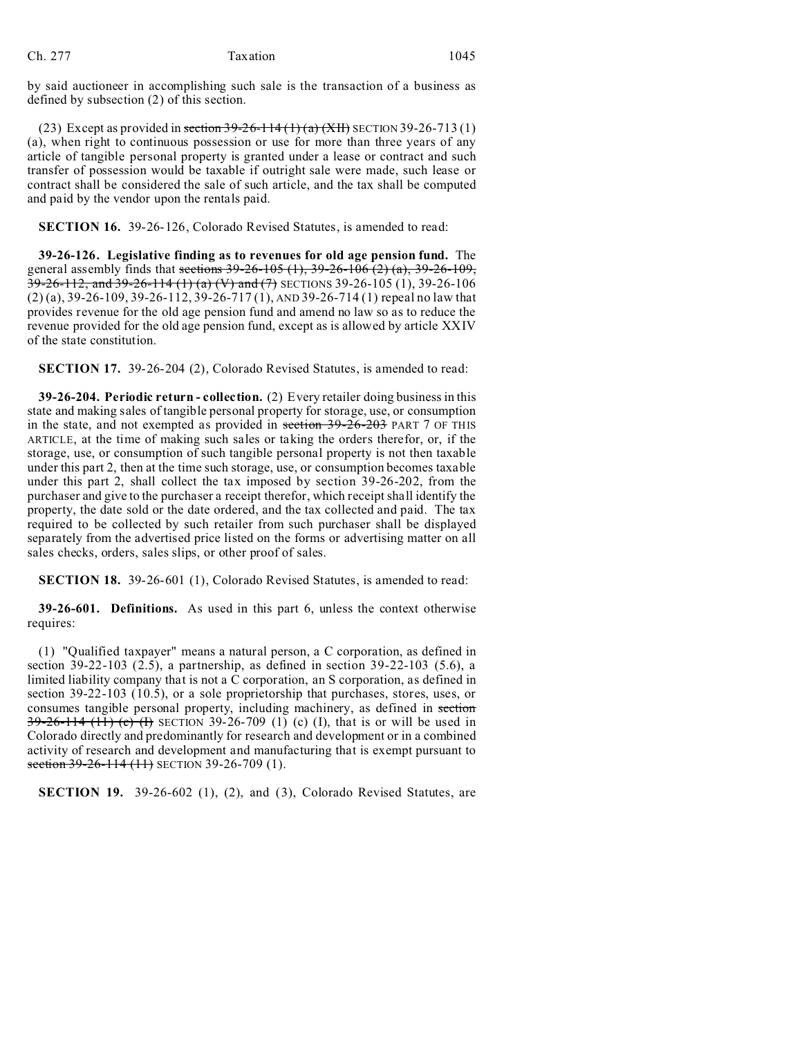by said auctioneer in accomplishing such sale is the transaction of a business as defined by subsection (2) of this section.

(23) Except as provided in ~~section 39-26-114 (1) (a) (XII)~~ SECTION 39-26-713 (1) (a), when right to continuous possession or use for more than three years of any article of tangible personal property is granted under a lease or contract and such transfer of possession would be taxable if outright sale were made, such lease or contract shall be considered the sale of such article, and the tax shall be computed and paid by the vendor upon the rentals paid.

**SECTION 16.** 39-26-126, Colorado Revised Statutes, is amended to read:

**39-26-126. Legislative finding as to revenues for old age pension fund.** The general assembly finds that ~~sections 39-26-105 (1), 39-26-106 (2) (a), 39-26-109, 39-26-112, and 39-26-114 (1) (a) (V) and (7)~~ SECTIONS 39-26-105 (1), 39-26-106 (2) (a), 39-26-109, 39-26-112, 39-26-717 (1), AND 39-26-714 (1) repeal no law that provides revenue for the old age pension fund and amend no law so as to reduce the revenue provided for the old age pension fund, except as is allowed by article XXIV of the state constitution.

**SECTION 17.** 39-26-204 (2), Colorado Revised Statutes, is amended to read:

**39-26-204. Periodic return - collection.** (2) Every retailer doing business in this state and making sales of tangible personal property for storage, use, or consumption in the state, and not exempted as provided in ~~section 39-26-203~~ PART 7 OF THIS ARTICLE, at the time of making such sales or taking the orders therefor, or, if the storage, use, or consumption of such tangible personal property is not then taxable under this part 2, then at the time such storage, use, or consumption becomes taxable under this part 2, shall collect the tax imposed by section 39-26-202, from the purchaser and give to the purchaser a receipt therefor, which receipt shall identify the property, the date sold or the date ordered, and the tax collected and paid. The tax required to be collected by such retailer from such purchaser shall be displayed separately from the advertised price listed on the forms or advertising matter on all sales checks, orders, sales slips, or other proof of sales.

**SECTION 18.** 39-26-601 (1), Colorado Revised Statutes, is amended to read:

**39-26-601. Definitions.** As used in this part 6, unless the context otherwise requires:

(1) "Qualified taxpayer" means a natural person, a C corporation, as defined in section 39-22-103 (2.5), a partnership, as defined in section 39-22-103 (5.6), a limited liability company that is not a C corporation, an S corporation, as defined in section 39-22-103 (10.5), or a sole proprietorship that purchases, stores, uses, or consumes tangible personal property, including machinery, as defined in ~~section 39-26-114 (11) (c) (I)~~ SECTION 39-26-709 (1) (c) (I), that is or will be used in Colorado directly and predominantly for research and development or in a combined activity of research and development and manufacturing that is exempt pursuant to ~~section 39-26-114 (11)~~ SECTION 39-26-709 (1).

**SECTION 19.** 39-26-602 (1), (2), and (3), Colorado Revised Statutes, are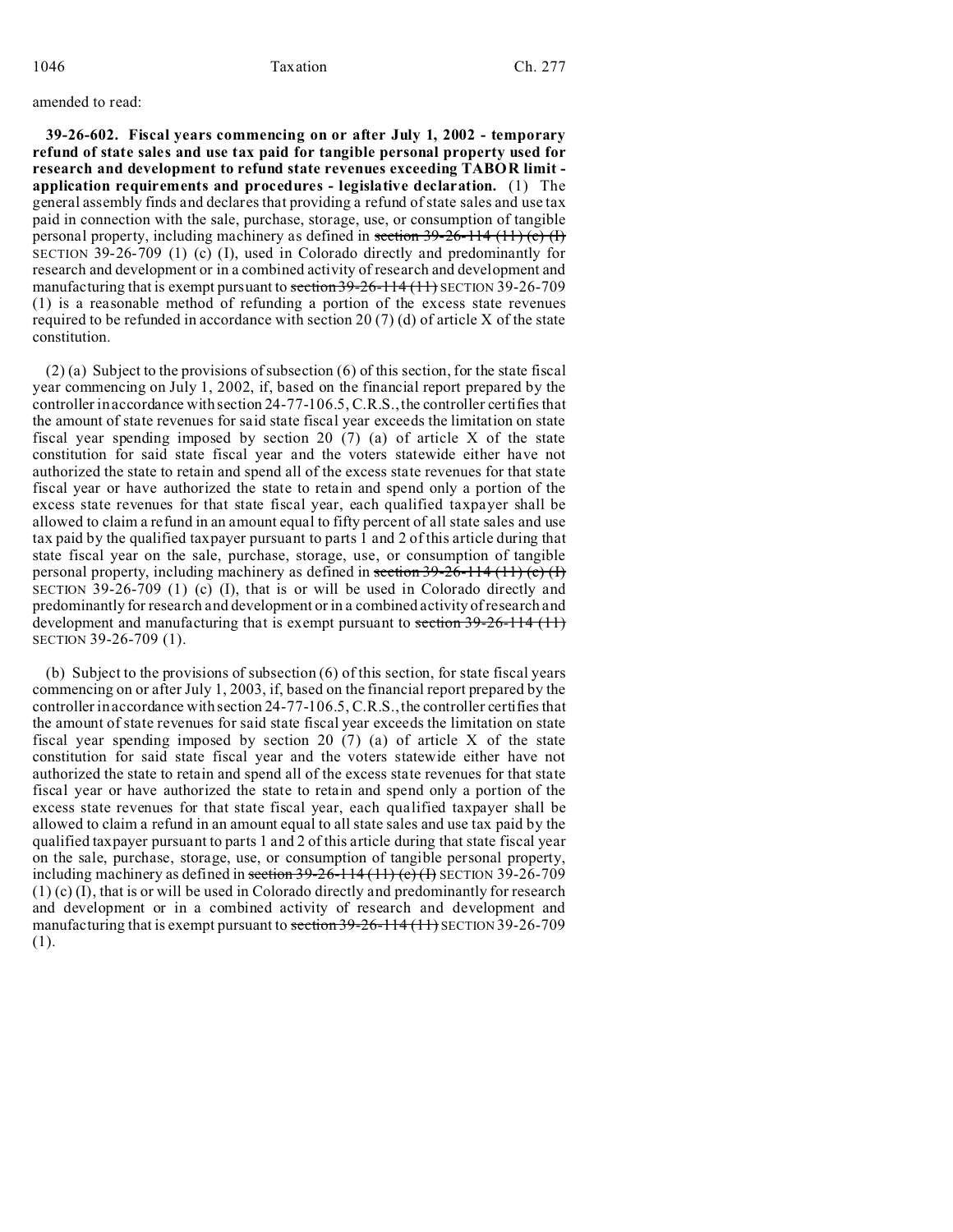amended to read:

**39-26-602. Fiscal years commencing on or after July 1, 2002 - temporary refund of state sales and use tax paid for tangible personal property used for research and development to refund state revenues exceeding TABOR limit - application requirements and procedures - legislative declaration.** (1) The general assembly finds and declares that providing a refund of state sales and use tax paid in connection with the sale, purchase, storage, use, or consumption of tangible personal property, including machinery as defined in ~~section 39-26-114 (11) (c) (I)~~ SECTION 39-26-709 (1) (c) (I), used in Colorado directly and predominantly for research and development or in a combined activity of research and development and manufacturing that is exempt pursuant to ~~section 39-26-114 (11)~~ SECTION 39-26-709 (1) is a reasonable method of refunding a portion of the excess state revenues required to be refunded in accordance with section 20 (7) (d) of article X of the state constitution.

(2) (a) Subject to the provisions of subsection (6) of this section, for the state fiscal year commencing on July 1, 2002, if, based on the financial report prepared by the controller in accordance with section 24-77-106.5, C.R.S., the controller certifies that the amount of state revenues for said state fiscal year exceeds the limitation on state fiscal year spending imposed by section 20 (7) (a) of article X of the state constitution for said state fiscal year and the voters statewide either have not authorized the state to retain and spend all of the excess state revenues for that state fiscal year or have authorized the state to retain and spend only a portion of the excess state revenues for that state fiscal year, each qualified taxpayer shall be allowed to claim a refund in an amount equal to fifty percent of all state sales and use tax paid by the qualified taxpayer pursuant to parts 1 and 2 of this article during that state fiscal year on the sale, purchase, storage, use, or consumption of tangible personal property, including machinery as defined in ~~section 39-26-114 (11) (c) (I)~~ SECTION 39-26-709 (1) (c) (I), that is or will be used in Colorado directly and predominantly for research and development or in a combined activity of research and development and manufacturing that is exempt pursuant to ~~section 39-26-114 (11)~~ SECTION 39-26-709 (1).

(b) Subject to the provisions of subsection (6) of this section, for state fiscal years commencing on or after July 1, 2003, if, based on the financial report prepared by the controller in accordance with section 24-77-106.5, C.R.S., the controller certifies that the amount of state revenues for said state fiscal year exceeds the limitation on state fiscal year spending imposed by section 20 (7) (a) of article X of the state constitution for said state fiscal year and the voters statewide either have not authorized the state to retain and spend all of the excess state revenues for that state fiscal year or have authorized the state to retain and spend only a portion of the excess state revenues for that state fiscal year, each qualified taxpayer shall be allowed to claim a refund in an amount equal to all state sales and use tax paid by the qualified taxpayer pursuant to parts 1 and 2 of this article during that state fiscal year on the sale, purchase, storage, use, or consumption of tangible personal property, including machinery as defined in ~~section 39-26-114 (11) (c) (I)~~ SECTION 39-26-709 (1) (c) (I), that is or will be used in Colorado directly and predominantly for research and development or in a combined activity of research and development and manufacturing that is exempt pursuant to ~~section 39-26-114 (11)~~ SECTION 39-26-709 (1).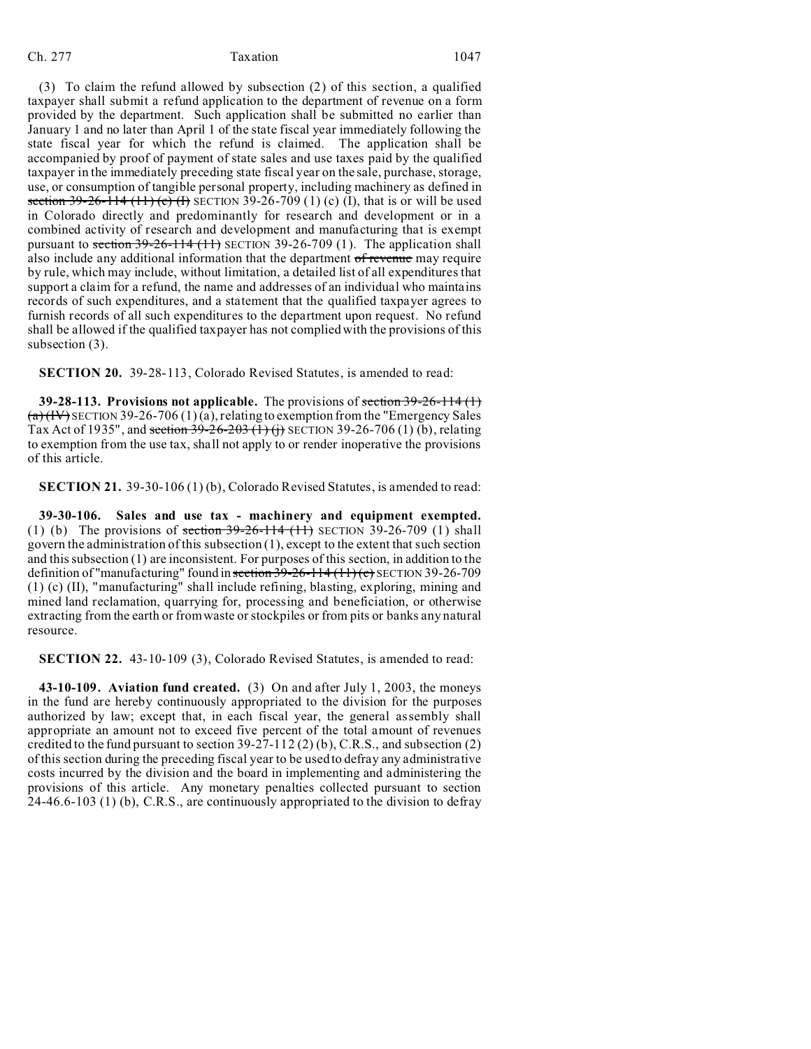(3) To claim the refund allowed by subsection (2) of this section, a qualified taxpayer shall submit a refund application to the department of revenue on a form provided by the department. Such application shall be submitted no earlier than January 1 and no later than April 1 of the state fiscal year immediately following the state fiscal year for which the refund is claimed. The application shall be accompanied by proof of payment of state sales and use taxes paid by the qualified taxpayer in the immediately preceding state fiscal year on the sale, purchase, storage, use, or consumption of tangible personal property, including machinery as defined in ~~section 39-26-114 (11) (c) (I)~~ SECTION 39-26-709 (1) (c) (I), that is or will be used in Colorado directly and predominantly for research and development or in a combined activity of research and development and manufacturing that is exempt pursuant to ~~section 39-26-114 (11)~~ SECTION 39-26-709 (1). The application shall also include any additional information that the department ~~of revenue~~ may require by rule, which may include, without limitation, a detailed list of all expenditures that support a claim for a refund, the name and addresses of an individual who maintains records of such expenditures, and a statement that the qualified taxpayer agrees to furnish records of all such expenditures to the department upon request. No refund shall be allowed if the qualified taxpayer has not complied with the provisions of this subsection (3).

**SECTION 20.** 39-28-113, Colorado Revised Statutes, is amended to read:

**39-28-113. Provisions not applicable.** The provisions of ~~section 39-26-114 (1) (a) (IV)~~ SECTION 39-26-706 (1) (a), relating to exemption from the "Emergency Sales Tax Act of 1935", and ~~section 39-26-203 (1) (j)~~ SECTION 39-26-706 (1) (b), relating to exemption from the use tax, shall not apply to or render inoperative the provisions of this article.

**SECTION 21.** 39-30-106 (1) (b), Colorado Revised Statutes, is amended to read:

**39-30-106. Sales and use tax - machinery and equipment exempted.** (1) (b) The provisions of ~~section 39-26-114 (11)~~ SECTION 39-26-709 (1) shall govern the administration of this subsection (1), except to the extent that such section and this subsection (1) are inconsistent. For purposes of this section, in addition to the definition of "manufacturing" found in ~~section 39-26-114 (11) (c)~~ SECTION 39-26-709 (1) (c) (II), "manufacturing" shall include refining, blasting, exploring, mining and mined land reclamation, quarrying for, processing and beneficiation, or otherwise extracting from the earth or from waste or stockpiles or from pits or banks any natural resource.

**SECTION 22.** 43-10-109 (3), Colorado Revised Statutes, is amended to read:

**43-10-109. Aviation fund created.** (3) On and after July 1, 2003, the moneys in the fund are hereby continuously appropriated to the division for the purposes authorized by law; except that, in each fiscal year, the general assembly shall appropriate an amount not to exceed five percent of the total amount of revenues credited to the fund pursuant to section 39-27-112 (2) (b), C.R.S., and subsection (2) of this section during the preceding fiscal year to be used to defray any administrative costs incurred by the division and the board in implementing and administering the provisions of this article. Any monetary penalties collected pursuant to section 24-46.6-103 (1) (b), C.R.S., are continuously appropriated to the division to defray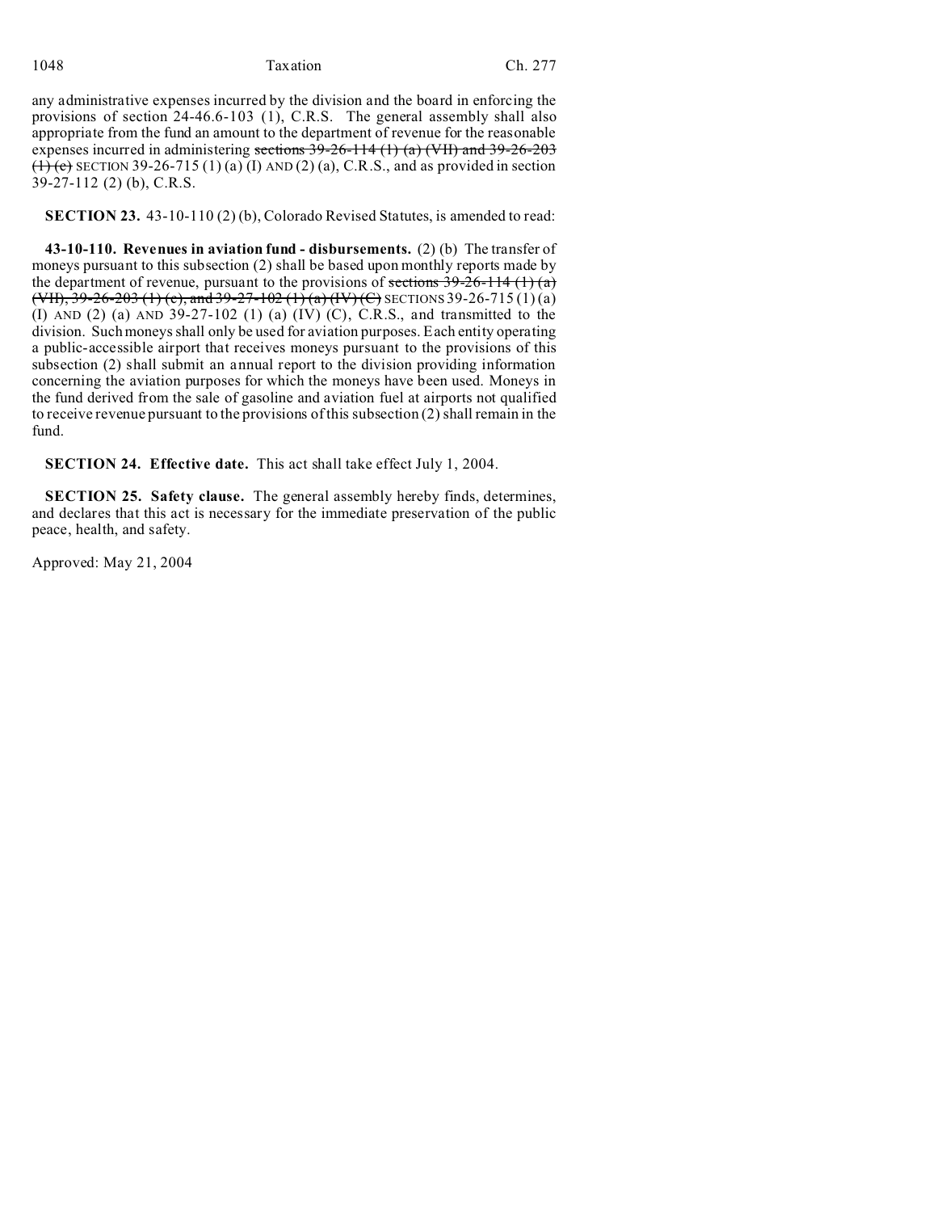any administrative expenses incurred by the division and the board in enforcing the provisions of section 24-46.6-103 (1), C.R.S. The general assembly shall also appropriate from the fund an amount to the department of revenue for the reasonable expenses incurred in administering ~~sections 39-26-114 (1) (a) (VII) and 39-26-203 (1) (e)~~ SECTION 39-26-715 (1) (a) (I) AND (2) (a), C.R.S., and as provided in section 39-27-112 (2) (b), C.R.S.

**SECTION 23.** 43-10-110 (2) (b), Colorado Revised Statutes, is amended to read:

**43-10-110. Revenues in aviation fund - disbursements.** (2) (b) The transfer of moneys pursuant to this subsection (2) shall be based upon monthly reports made by the department of revenue, pursuant to the provisions of ~~sections 39-26-114 (1) (a) (VII), 39-26-203 (1) (e), and 39-27-102 (1) (a) (IV) (C)~~ SECTIONS 39-26-715 (1) (a) (I) AND (2) (a) AND 39-27-102 (1) (a) (IV) (C), C.R.S., and transmitted to the division. Such moneys shall only be used for aviation purposes. Each entity operating a public-accessible airport that receives moneys pursuant to the provisions of this subsection (2) shall submit an annual report to the division providing information concerning the aviation purposes for which the moneys have been used. Moneys in the fund derived from the sale of gasoline and aviation fuel at airports not qualified to receive revenue pursuant to the provisions of this subsection (2) shall remain in the fund.

**SECTION 24. Effective date.** This act shall take effect July 1, 2004.

**SECTION 25. Safety clause.** The general assembly hereby finds, determines, and declares that this act is necessary for the immediate preservation of the public peace, health, and safety.

Approved: May 21, 2004